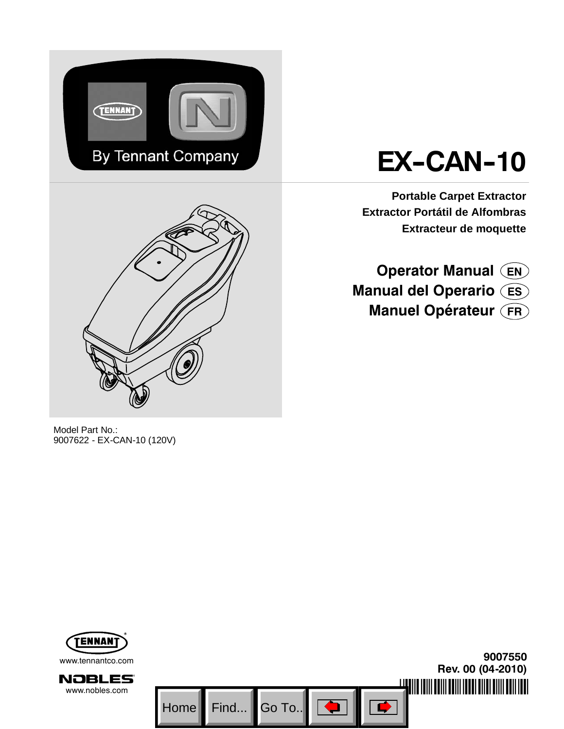By Tennant Company

# EX-CAN-10

**Portable Carpet Extractor**
**Extractor Portátil de Alfombras**
**Extracteur de moquette**

## Operator Manual (EN)
## Manual del Operario (ES)
## Manuel Opérateur (FR)

Model Part No.:
9007622 - EX-CAN-10 (120V)

www.tennantco.com

www.nobles.com

**9007550**
**Rev. 00 (04-2010)**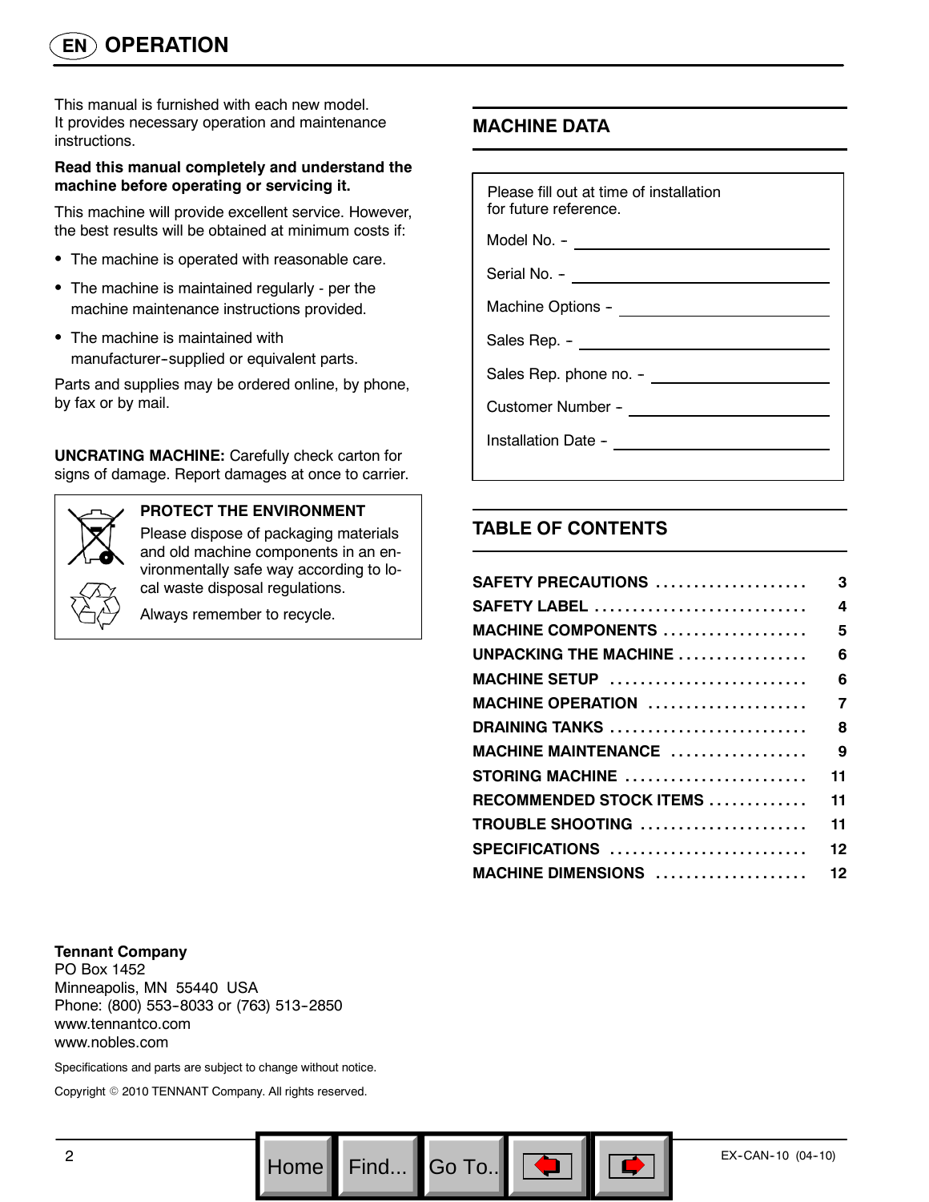# OPERATION

This manual is furnished with each new model. It provides necessary operation and maintenance instructions.

**Read this manual completely and understand the machine before operating or servicing it.**

This machine will provide excellent service. However, the best results will be obtained at minimum costs if:

- The machine is operated with reasonable care.
- The machine is maintained regularly - per the machine maintenance instructions provided.
- The machine is maintained with manufacturer-supplied or equivalent parts.

Parts and supplies may be ordered online, by phone, by fax or by mail.

**UNCRATING MACHINE:** Carefully check carton for signs of damage. Report damages at once to carrier.

**PROTECT THE ENVIRONMENT**

Please dispose of packaging materials and old machine components in an environmentally safe way according to local waste disposal regulations.

Always remember to recycle.

## MACHINE DATA

Please fill out at time of installation for future reference.

Model No. - ____________________

Serial No. - ____________________

Machine Options - ____________________

Sales Rep. - ____________________

Sales Rep. phone no. - ____________________

Customer Number - ____________________

Installation Date - ____________________

## TABLE OF CONTENTS

| Section | Page |
|---|---|
| SAFETY PRECAUTIONS | 3 |
| SAFETY LABEL | 4 |
| MACHINE COMPONENTS | 5 |
| UNPACKING THE MACHINE | 6 |
| MACHINE SETUP | 6 |
| MACHINE OPERATION | 7 |
| DRAINING TANKS | 8 |
| MACHINE MAINTENANCE | 9 |
| STORING MACHINE | 11 |
| RECOMMENDED STOCK ITEMS | 11 |
| TROUBLE SHOOTING | 11 |
| SPECIFICATIONS | 12 |
| MACHINE DIMENSIONS | 12 |

**Tennant Company**
PO Box 1452
Minneapolis, MN 55440 USA
Phone: (800) 553-8033 or (763) 513-2850
www.tennantco.com
www.nobles.com

Specifications and parts are subject to change without notice.

Copyright © 2010 TENNANT Company. All rights reserved.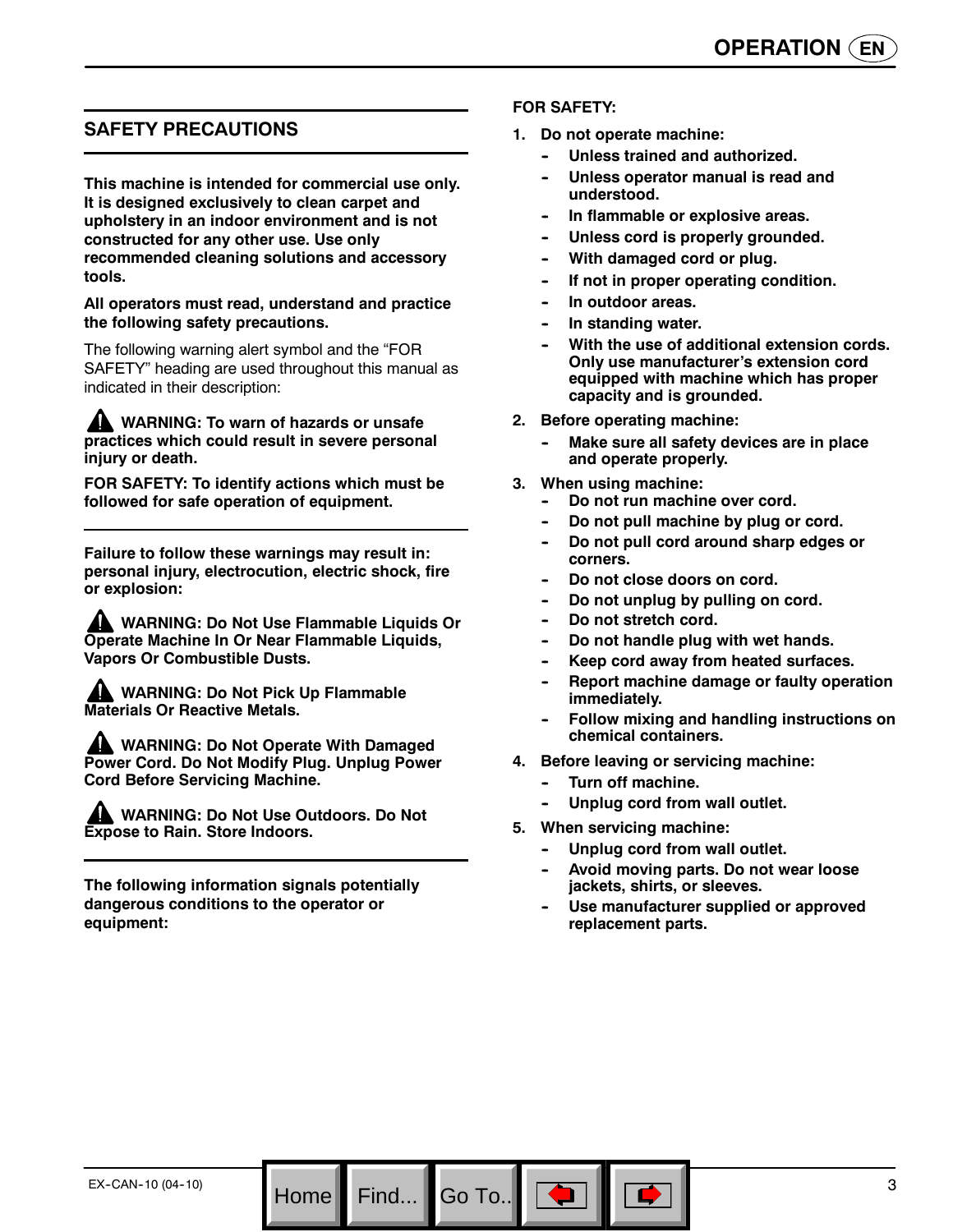## SAFETY PRECAUTIONS

**This machine is intended for commercial use only. It is designed exclusively to clean carpet and upholstery in an indoor environment and is not constructed for any other use. Use only recommended cleaning solutions and accessory tools.**

**All operators must read, understand and practice the following safety precautions.**

The following warning alert symbol and the "FOR SAFETY" heading are used throughout this manual as indicated in their description:

**⚠ WARNING: To warn of hazards or unsafe practices which could result in severe personal injury or death.**

**FOR SAFETY: To identify actions which must be followed for safe operation of equipment.**

**Failure to follow these warnings may result in: personal injury, electrocution, electric shock, fire or explosion:**

**⚠ WARNING: Do Not Use Flammable Liquids Or Operate Machine In Or Near Flammable Liquids, Vapors Or Combustible Dusts.**

**⚠ WARNING: Do Not Pick Up Flammable Materials Or Reactive Metals.**

**⚠ WARNING: Do Not Operate With Damaged Power Cord. Do Not Modify Plug. Unplug Power Cord Before Servicing Machine.**

**⚠ WARNING: Do Not Use Outdoors. Do Not Expose to Rain. Store Indoors.**

**The following information signals potentially dangerous conditions to the operator or equipment:**

**FOR SAFETY:**

1. **Do not operate machine:**
   - **Unless trained and authorized.**
   - **Unless operator manual is read and understood.**
   - **In flammable or explosive areas.**
   - **Unless cord is properly grounded.**
   - **With damaged cord or plug.**
   - **If not in proper operating condition.**
   - **In outdoor areas.**
   - **In standing water.**
   - **With the use of additional extension cords. Only use manufacturer's extension cord equipped with machine which has proper capacity and is grounded.**
2. **Before operating machine:**
   - **Make sure all safety devices are in place and operate properly.**
3. **When using machine:**
   - **Do not run machine over cord.**
   - **Do not pull machine by plug or cord.**
   - **Do not pull cord around sharp edges or corners.**
   - **Do not close doors on cord.**
   - **Do not unplug by pulling on cord.**
   - **Do not stretch cord.**
   - **Do not handle plug with wet hands.**
   - **Keep cord away from heated surfaces.**
   - **Report machine damage or faulty operation immediately.**
   - **Follow mixing and handling instructions on chemical containers.**
4. **Before leaving or servicing machine:**
   - **Turn off machine.**
   - **Unplug cord from wall outlet.**
5. **When servicing machine:**
   - **Unplug cord from wall outlet.**
   - **Avoid moving parts. Do not wear loose jackets, shirts, or sleeves.**
   - **Use manufacturer supplied or approved replacement parts.**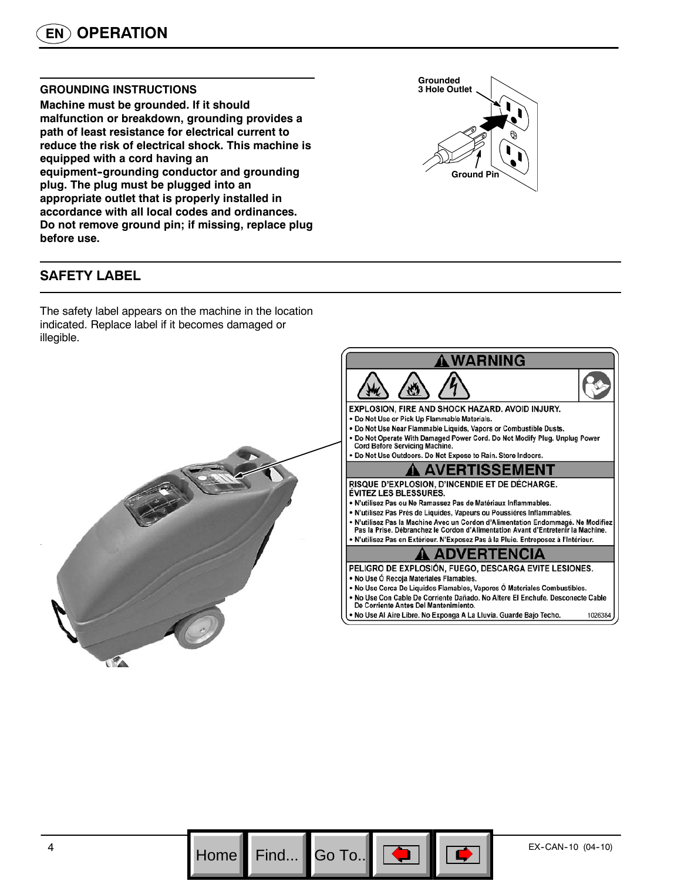# OPERATION

### GROUNDING INSTRUCTIONS

**Machine must be grounded. If it should malfunction or breakdown, grounding provides a path of least resistance for electrical current to reduce the risk of electrical shock. This machine is equipped with a cord having an equipment-grounding conductor and grounding plug. The plug must be plugged into an appropriate outlet that is properly installed in accordance with all local codes and ordinances. Do not remove ground pin; if missing, replace plug before use.**

Grounded 3 Hole Outlet

Ground Pin

## SAFETY LABEL

The safety label appears on the machine in the location indicated. Replace label if it becomes damaged or illegible.

**⚠ WARNING**

**EXPLOSION, FIRE AND SHOCK HAZARD. AVOID INJURY.**

- Do Not Use or Pick Up Flammable Materials.
- Do Not Use Near Flammable Liquids, Vapors or Combustible Dusts.
- Do Not Operate With Damaged Power Cord. Do Not Modify Plug. Unplug Power Cord Before Servicing Machine.
- Do Not Use Outdoors. Do Not Expose to Rain. Store Indoors.

**⚠ AVERTISSEMENT**

**RISQUE D'EXPLOSION, D'INCENDIE ET DE DÉCHARGE. ÉVITEZ LES BLESSURES.**

- N'utilisez Pas ou Ne Ramassez Pas de Matériaux Inflammables.
- N'utilisez Pas Près de Liquides, Vapeurs ou Poussières Inflammables.
- N'utilisez Pas la Machine Avec un Cordon d'Alimentation Endommagé. Ne Modifiez Pas la Prise. Débranchez le Cordon d'Alimentation Avant d'Entretenir la Machine.
- N'utilisez Pas en Extérieur. N'Exposez Pas à la Pluie. Entreposez à l'Intérieur.

**⚠ ADVERTENCIA**

**PELIGRO DE EXPLOSIÓN, FUEGO, DESCARGA EVITE LESIONES.**

- No Use Ó Recoja Materiales Flamables.
- No Use Cerca De Líquidos Flamables, Vapores Ó Materiales Combustibles.
- No Use Con Cable De Corriente Dañado. No Altere El Enchufe. Desconecte Cable De Corriente Antes Del Mantenimiento.
- No Use Al Aire Libre. No Exponga A La Lluvia. Guarde Bajo Techo.

1026384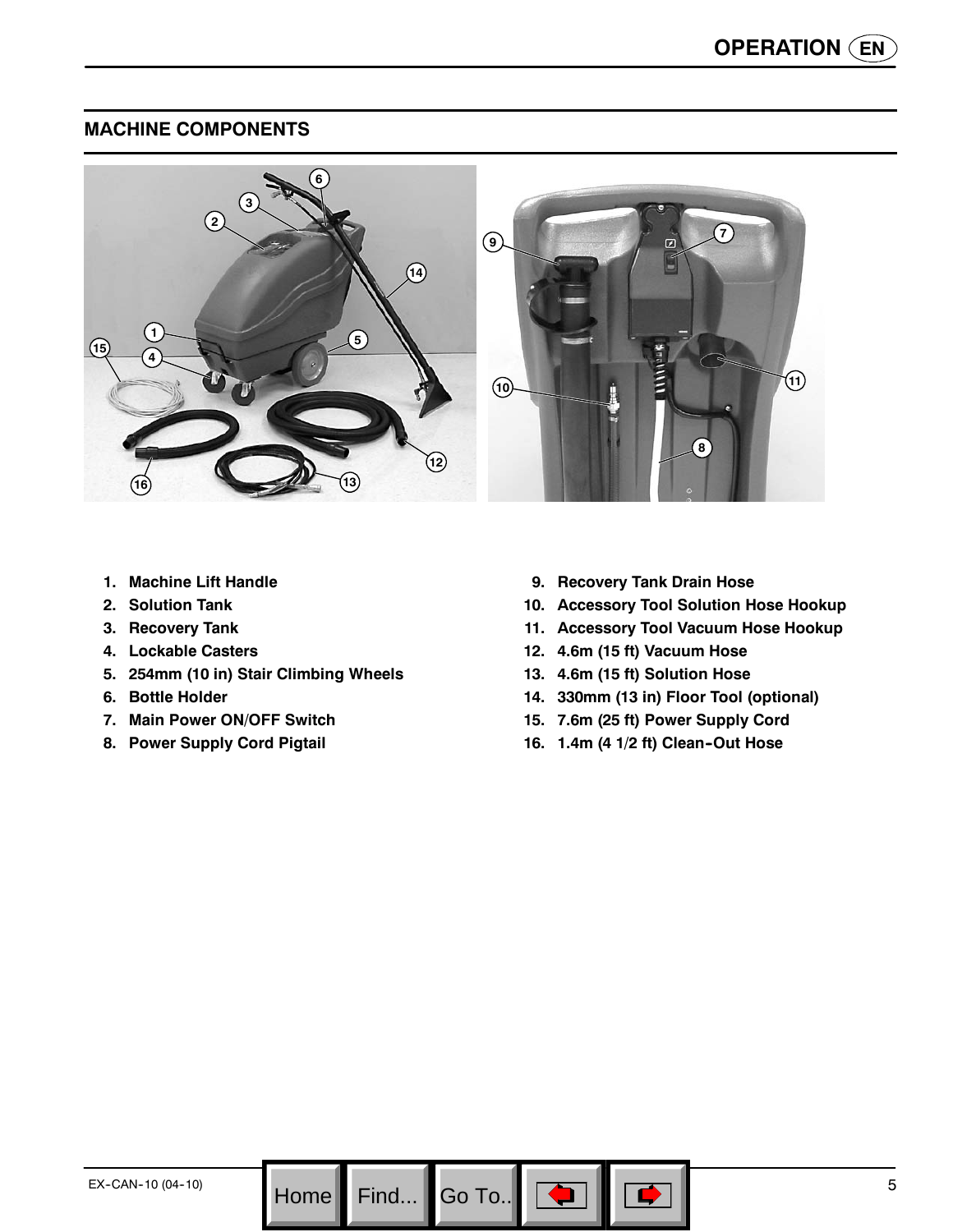## MACHINE COMPONENTS

1. Machine Lift Handle
2. Solution Tank
3. Recovery Tank
4. Lockable Casters
5. 254mm (10 in) Stair Climbing Wheels
6. Bottle Holder
7. Main Power ON/OFF Switch
8. Power Supply Cord Pigtail
9. Recovery Tank Drain Hose
10. Accessory Tool Solution Hose Hookup
11. Accessory Tool Vacuum Hose Hookup
12. 4.6m (15 ft) Vacuum Hose
13. 4.6m (15 ft) Solution Hose
14. 330mm (13 in) Floor Tool (optional)
15. 7.6m (25 ft) Power Supply Cord
16. 1.4m (4 1/2 ft) Clean-Out Hose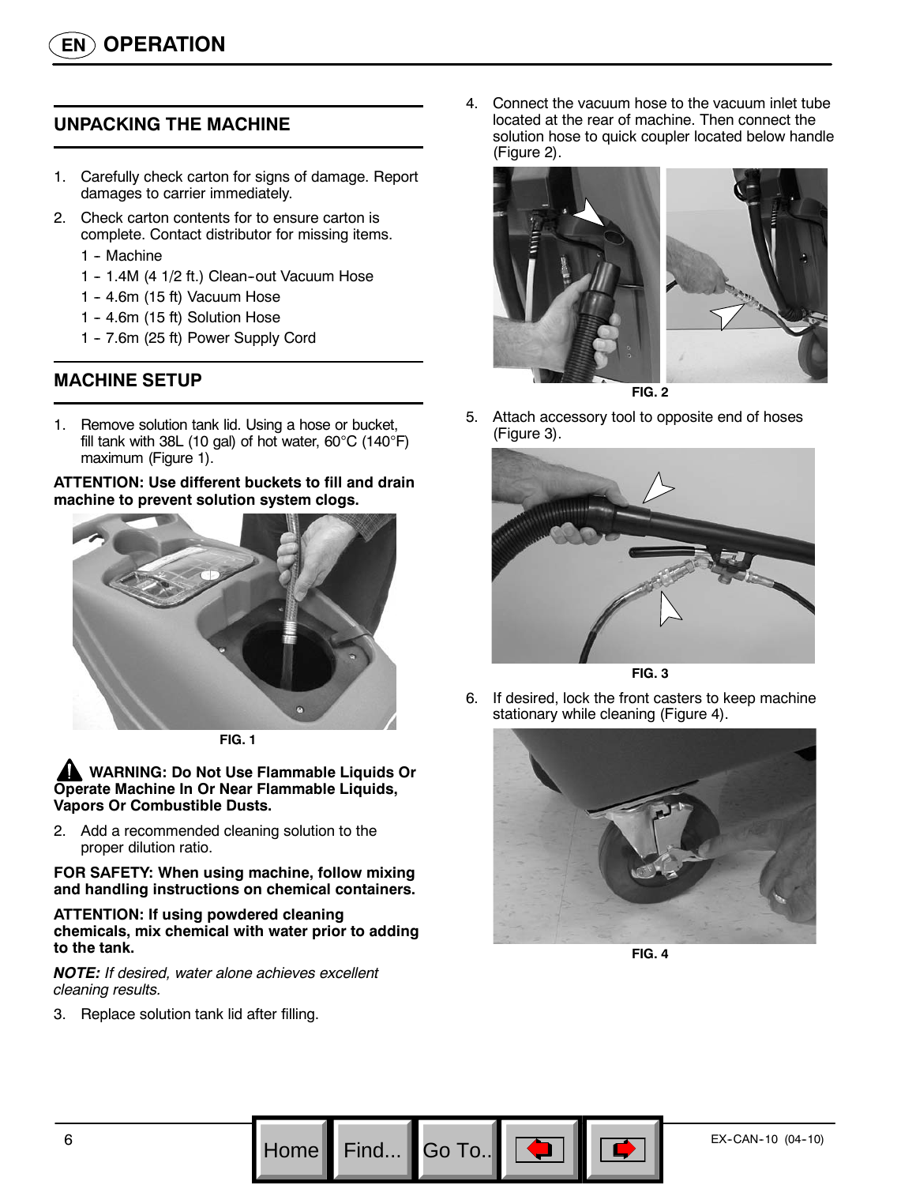# OPERATION

## UNPACKING THE MACHINE

1. Carefully check carton for signs of damage. Report damages to carrier immediately.
2. Check carton contents for to ensure carton is complete. Contact distributor for missing items.
   - 1 - Machine
   - 1 - 1.4M (4 1/2 ft.) Clean-out Vacuum Hose
   - 1 - 4.6m (15 ft) Vacuum Hose
   - 1 - 4.6m (15 ft) Solution Hose
   - 1 - 7.6m (25 ft) Power Supply Cord

## MACHINE SETUP

1. Remove solution tank lid. Using a hose or bucket, fill tank with 38L (10 gal) of hot water, 60°C (140°F) maximum (Figure 1).

**ATTENTION: Use different buckets to fill and drain machine to prevent solution system clogs.**

FIG. 1

**WARNING: Do Not Use Flammable Liquids Or Operate Machine In Or Near Flammable Liquids, Vapors Or Combustible Dusts.**

2. Add a recommended cleaning solution to the proper dilution ratio.

**FOR SAFETY: When using machine, follow mixing and handling instructions on chemical containers.**

**ATTENTION: If using powdered cleaning chemicals, mix chemical with water prior to adding to the tank.**

***NOTE:*** *If desired, water alone achieves excellent cleaning results.*

3. Replace solution tank lid after filling.
4. Connect the vacuum hose to the vacuum inlet tube located at the rear of machine. Then connect the solution hose to quick coupler located below handle (Figure 2).

FIG. 2

5. Attach accessory tool to opposite end of hoses (Figure 3).

FIG. 3

6. If desired, lock the front casters to keep machine stationary while cleaning (Figure 4).

FIG. 4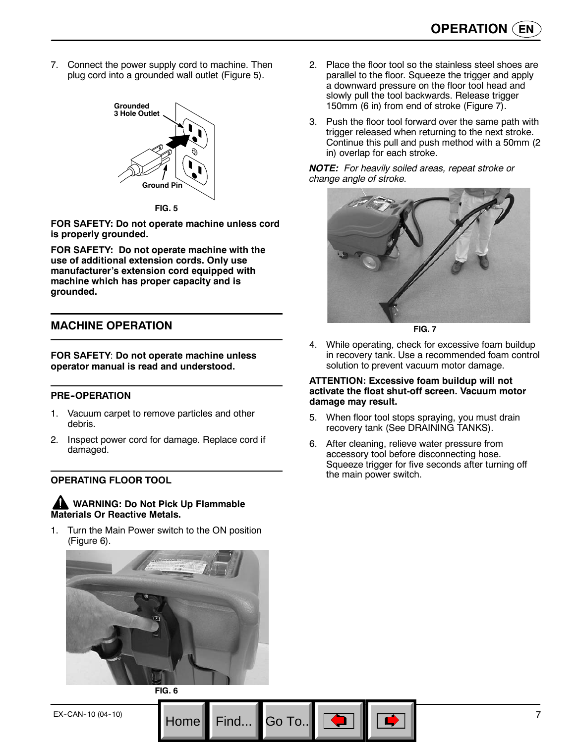7. Connect the power supply cord to machine. Then plug cord into a grounded wall outlet (Figure 5).

Grounded 3 Hole Outlet

Ground Pin

FIG. 5

**FOR SAFETY: Do not operate machine unless cord is properly grounded.**

**FOR SAFETY: Do not operate machine with the use of additional extension cords. Only use manufacturer's extension cord equipped with machine which has proper capacity and is grounded.**

## MACHINE OPERATION

**FOR SAFETY**: **Do not operate machine unless operator manual is read and understood.**

### PRE-OPERATION

1. Vacuum carpet to remove particles and other debris.
2. Inspect power cord for damage. Replace cord if damaged.

### OPERATING FLOOR TOOL

**WARNING: Do Not Pick Up Flammable Materials Or Reactive Metals.**

1. Turn the Main Power switch to the ON position (Figure 6).

FIG. 6

2. Place the floor tool so the stainless steel shoes are parallel to the floor. Squeeze the trigger and apply a downward pressure on the floor tool head and slowly pull the tool backwards. Release trigger 150mm (6 in) from end of stroke (Figure 7).
3. Push the floor tool forward over the same path with trigger released when returning to the next stroke. Continue this pull and push method with a 50mm (2 in) overlap for each stroke.

***NOTE:*** *For heavily soiled areas, repeat stroke or change angle of stroke.*

FIG. 7

4. While operating, check for excessive foam buildup in recovery tank. Use a recommended foam control solution to prevent vacuum motor damage.

**ATTENTION: Excessive foam buildup will not activate the float shut-off screen. Vacuum motor damage may result.**

5. When floor tool stops spraying, you must drain recovery tank (See DRAINING TANKS).
6. After cleaning, relieve water pressure from accessory tool before disconnecting hose. Squeeze trigger for five seconds after turning off the main power switch.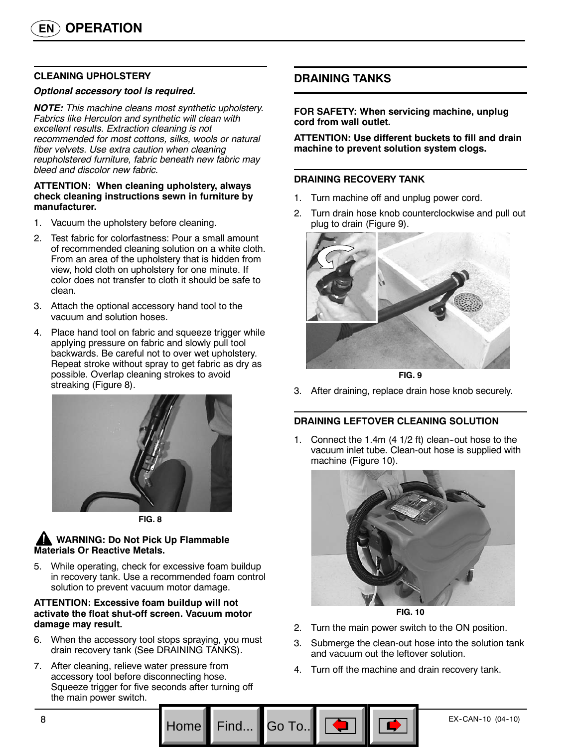## CLEANING UPHOLSTERY

***Optional accessory tool is required.***

***NOTE:*** *This machine cleans most synthetic upholstery. Fabrics like Herculon and synthetic will clean with excellent results. Extraction cleaning is not recommended for most cottons, silks, wools or natural fiber velvets. Use extra caution when cleaning reupholstered furniture, fabric beneath new fabric may bleed and discolor new fabric.*

**ATTENTION: When cleaning upholstery, always check cleaning instructions sewn in furniture by manufacturer.**

1. Vacuum the upholstery before cleaning.
2. Test fabric for colorfastness: Pour a small amount of recommended cleaning solution on a white cloth. From an area of the upholstery that is hidden from view, hold cloth on upholstery for one minute. If color does not transfer to cloth it should be safe to clean.
3. Attach the optional accessory hand tool to the vacuum and solution hoses.
4. Place hand tool on fabric and squeeze trigger while applying pressure on fabric and slowly pull tool backwards. Be careful not to over wet upholstery. Repeat stroke without spray to get fabric as dry as possible. Overlap cleaning strokes to avoid streaking (Figure 8).

**FIG. 8**

**WARNING: Do Not Pick Up Flammable Materials Or Reactive Metals.**

5. While operating, check for excessive foam buildup in recovery tank. Use a recommended foam control solution to prevent vacuum motor damage.

**ATTENTION: Excessive foam buildup will not activate the float shut-off screen. Vacuum motor damage may result.**

6. When the accessory tool stops spraying, you must drain recovery tank (See DRAINING TANKS).
7. After cleaning, relieve water pressure from accessory tool before disconnecting hose. Squeeze trigger for five seconds after turning off the main power switch.

## DRAINING TANKS

**FOR SAFETY: When servicing machine, unplug cord from wall outlet.**

**ATTENTION: Use different buckets to fill and drain machine to prevent solution system clogs.**

### DRAINING RECOVERY TANK

1. Turn machine off and unplug power cord.
2. Turn drain hose knob counterclockwise and pull out plug to drain (Figure 9).

**FIG. 9**

3. After draining, replace drain hose knob securely.

### DRAINING LEFTOVER CLEANING SOLUTION

1. Connect the 1.4m (4 1/2 ft) clean-out hose to the vacuum inlet tube. Clean-out hose is supplied with machine (Figure 10).

**FIG. 10**

2. Turn the main power switch to the ON position.
3. Submerge the clean-out hose into the solution tank and vacuum out the leftover solution.
4. Turn off the machine and drain recovery tank.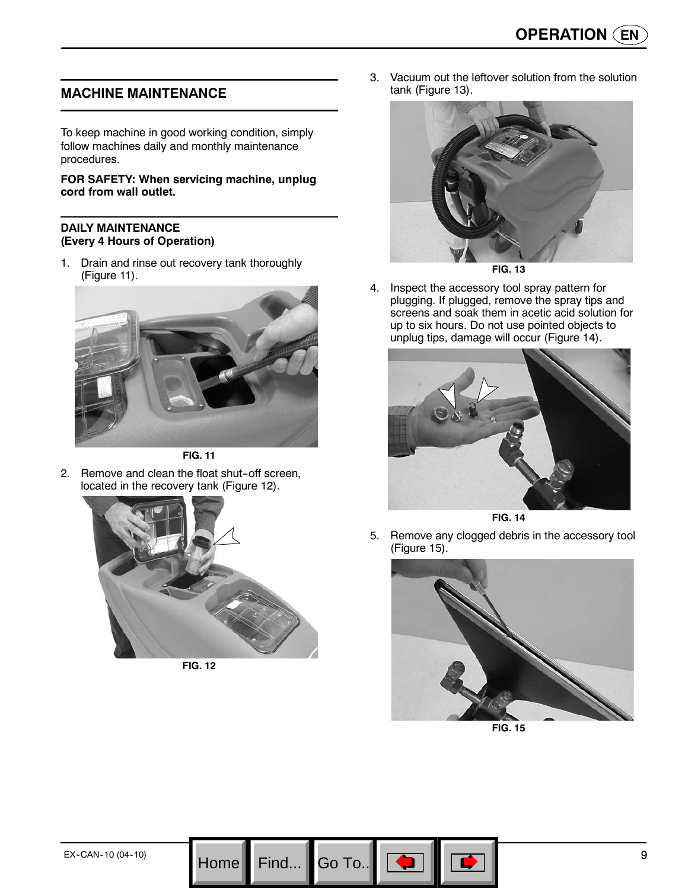## MACHINE MAINTENANCE

To keep machine in good working condition, simply follow machines daily and monthly maintenance procedures.

**FOR SAFETY: When servicing machine, unplug cord from wall outlet.**

### DAILY MAINTENANCE (Every 4 Hours of Operation)

1. Drain and rinse out recovery tank thoroughly (Figure 11).

FIG. 11

2. Remove and clean the float shut-off screen, located in the recovery tank (Figure 12).

FIG. 12

3. Vacuum out the leftover solution from the solution tank (Figure 13).

FIG. 13

4. Inspect the accessory tool spray pattern for plugging. If plugged, remove the spray tips and screens and soak them in acetic acid solution for up to six hours. Do not use pointed objects to unplug tips, damage will occur (Figure 14).

FIG. 14

5. Remove any clogged debris in the accessory tool (Figure 15).

FIG. 15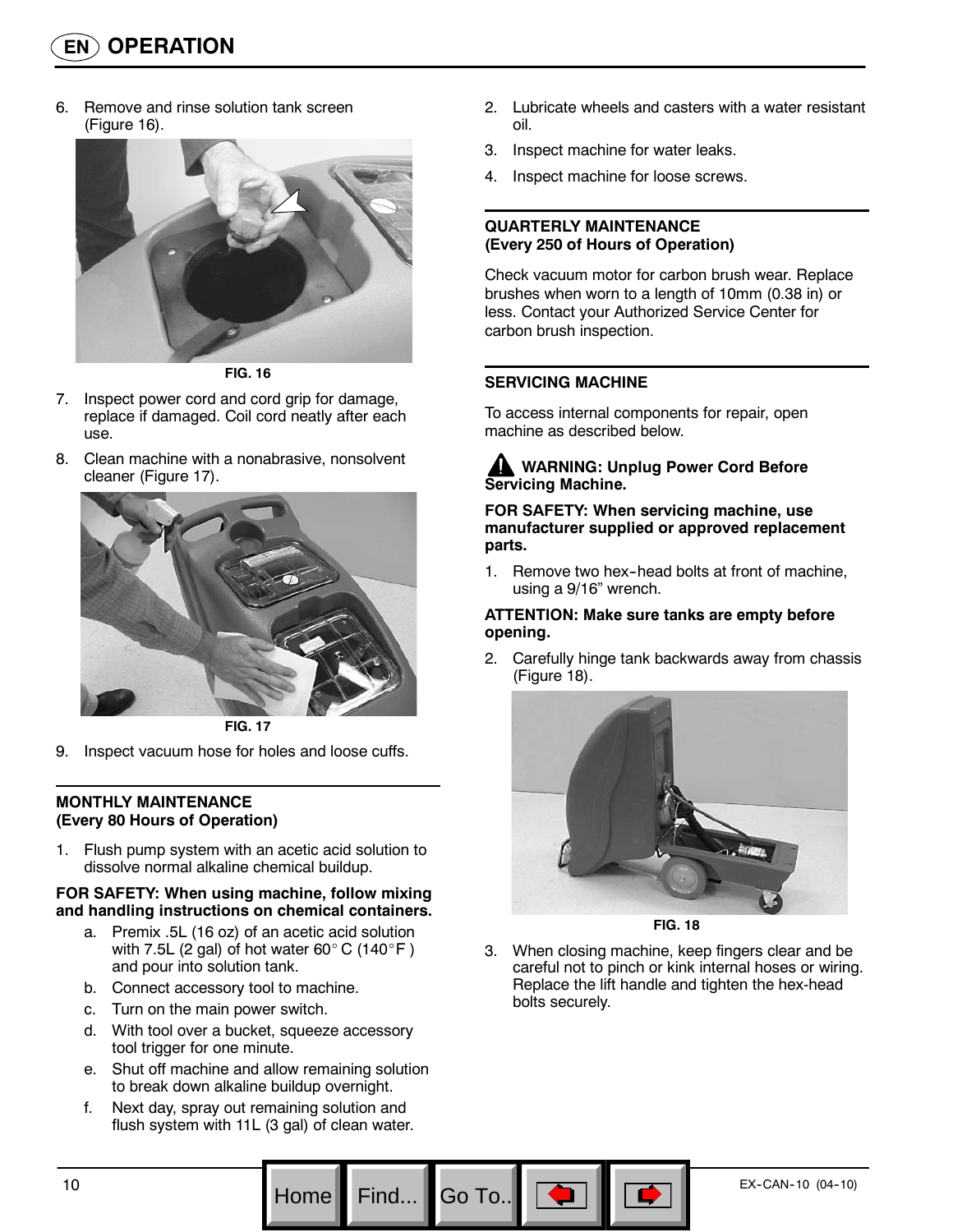6. Remove and rinse solution tank screen (Figure 16).

FIG. 16

7. Inspect power cord and cord grip for damage, replace if damaged. Coil cord neatly after each use.
8. Clean machine with a nonabrasive, nonsolvent cleaner (Figure 17).

FIG. 17

9. Inspect vacuum hose for holes and loose cuffs.

### MONTHLY MAINTENANCE (Every 80 Hours of Operation)

1. Flush pump system with an acetic acid solution to dissolve normal alkaline chemical buildup.

**FOR SAFETY: When using machine, follow mixing and handling instructions on chemical containers.**

a. Premix .5L (16 oz) of an acetic acid solution with 7.5L (2 gal) of hot water 60° C (140° F ) and pour into solution tank.
b. Connect accessory tool to machine.
c. Turn on the main power switch.
d. With tool over a bucket, squeeze accessory tool trigger for one minute.
e. Shut off machine and allow remaining solution to break down alkaline buildup overnight.
f. Next day, spray out remaining solution and flush system with 11L (3 gal) of clean water.

2. Lubricate wheels and casters with a water resistant oil.
3. Inspect machine for water leaks.
4. Inspect machine for loose screws.

### QUARTERLY MAINTENANCE (Every 250 of Hours of Operation)

Check vacuum motor for carbon brush wear. Replace brushes when worn to a length of 10mm (0.38 in) or less. Contact your Authorized Service Center for carbon brush inspection.

### SERVICING MACHINE

To access internal components for repair, open machine as described below.

**WARNING: Unplug Power Cord Before Servicing Machine.**

**FOR SAFETY: When servicing machine, use manufacturer supplied or approved replacement parts.**

1. Remove two hex-head bolts at front of machine, using a 9/16" wrench.

**ATTENTION: Make sure tanks are empty before opening.**

2. Carefully hinge tank backwards away from chassis (Figure 18).

FIG. 18

3. When closing machine, keep fingers clear and be careful not to pinch or kink internal hoses or wiring. Replace the lift handle and tighten the hex-head bolts securely.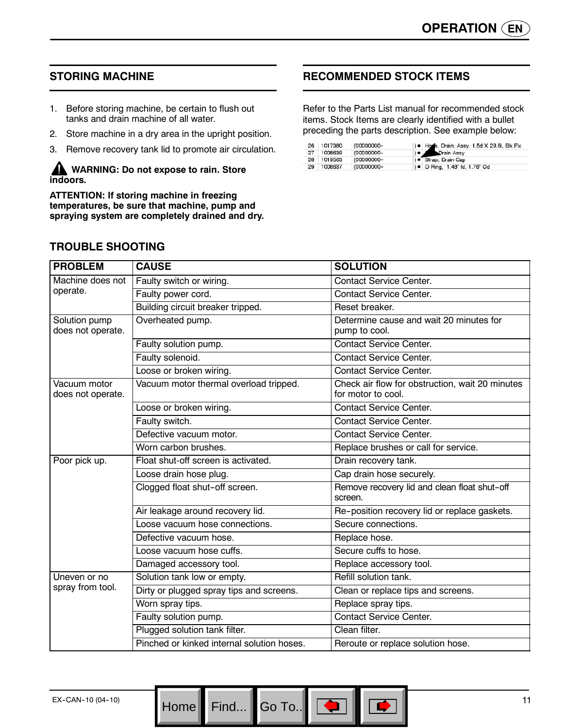## STORING MACHINE

1. Before storing machine, be certain to flush out tanks and drain machine of all water.
2. Store machine in a dry area in the upright position.
3. Remove recovery tank lid to promote air circulation.

**WARNING: Do not expose to rain. Store indoors.**

**ATTENTION: If storing machine in freezing temperatures, be sure that machine, pump and spraying system are completely drained and dry.**

## RECOMMENDED STOCK ITEMS

Refer to the Parts List manual for recommended stock items. Stock Items are clearly identified with a bullet preceding the parts description. See example below:

| | | | |
|---|---|---|---|
| 26 | 1017380 | (00000000- | ) ● Hose, Drain, Assy, 1.5d X 29.5l, Blk Flx |
| 27 | 1008639 | (00000000- | ) ● Drain Assy |
| 28 | 1019563 | (00000000- | ) ● Strap, Drain Cap |
| 29 | 1008637 | (00000000- | ) ● O Ring, 1.48" Id, 1.76" Od |

## TROUBLE SHOOTING

| PROBLEM | CAUSE | SOLUTION |
|---|---|---|
| Machine does not operate. | Faulty switch or wiring. | Contact Service Center. |
| | Faulty power cord. | Contact Service Center. |
| | Building circuit breaker tripped. | Reset breaker. |
| Solution pump does not operate. | Overheated pump. | Determine cause and wait 20 minutes for pump to cool. |
| | Faulty solution pump. | Contact Service Center. |
| | Faulty solenoid. | Contact Service Center. |
| | Loose or broken wiring. | Contact Service Center. |
| Vacuum motor does not operate. | Vacuum motor thermal overload tripped. | Check air flow for obstruction, wait 20 minutes for motor to cool. |
| | Loose or broken wiring. | Contact Service Center. |
| | Faulty switch. | Contact Service Center. |
| | Defective vacuum motor. | Contact Service Center. |
| | Worn carbon brushes. | Replace brushes or call for service. |
| Poor pick up. | Float shut-off screen is activated. | Drain recovery tank. |
| | Loose drain hose plug. | Cap drain hose securely. |
| | Clogged float shut-off screen. | Remove recovery lid and clean float shut-off screen. |
| | Air leakage around recovery lid. | Re-position recovery lid or replace gaskets. |
| | Loose vacuum hose connections. | Secure connections. |
| | Defective vacuum hose. | Replace hose. |
| | Loose vacuum hose cuffs. | Secure cuffs to hose. |
| | Damaged accessory tool. | Replace accessory tool. |
| Uneven or no spray from tool. | Solution tank low or empty. | Refill solution tank. |
| | Dirty or plugged spray tips and screens. | Clean or replace tips and screens. |
| | Worn spray tips. | Replace spray tips. |
| | Faulty solution pump. | Contact Service Center. |
| | Plugged solution tank filter. | Clean filter. |
| | Pinched or kinked internal solution hoses. | Reroute or replace solution hose. |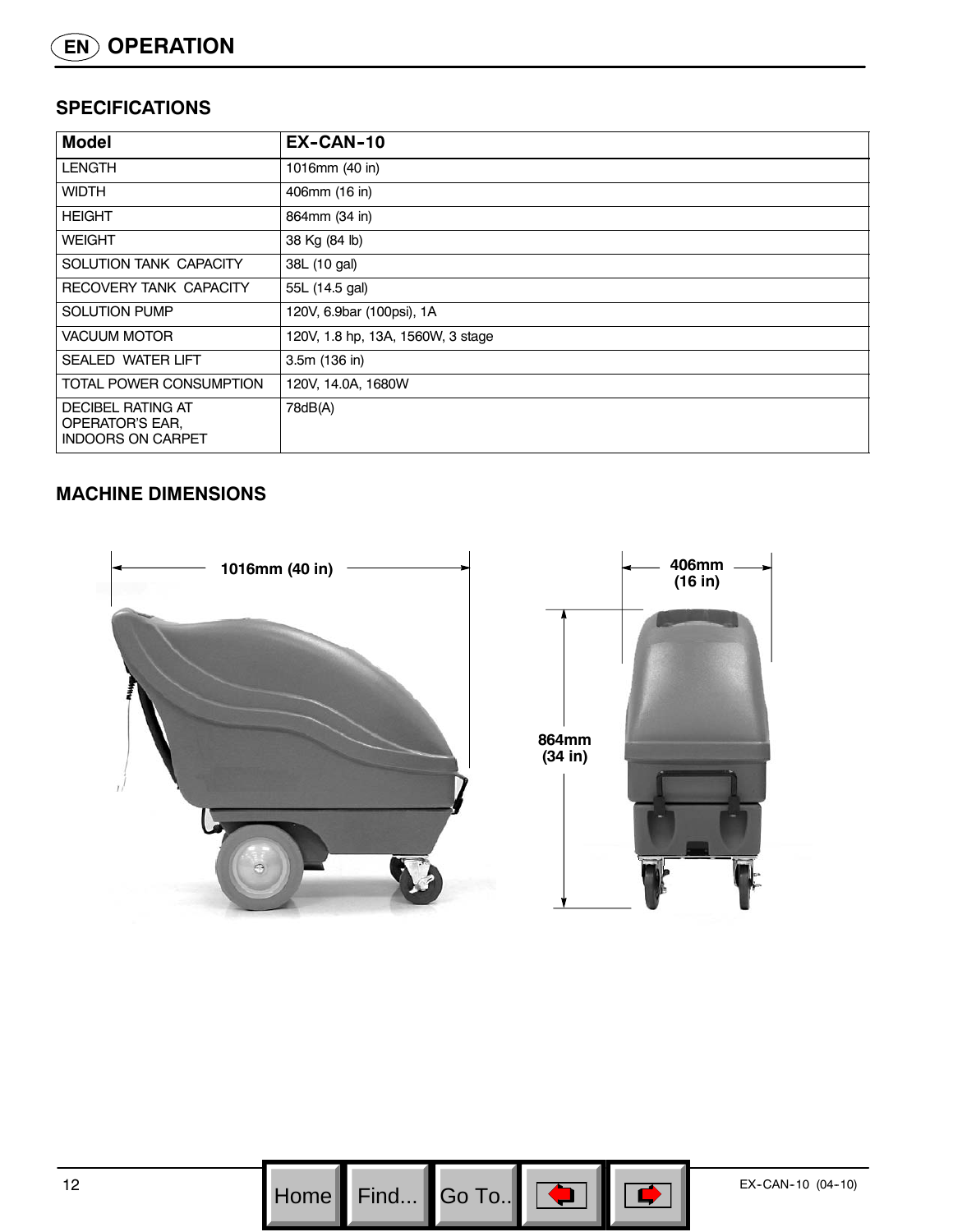# EN OPERATION

## SPECIFICATIONS

| Model | EX-CAN-10 |
|---|---|
| LENGTH | 1016mm (40 in) |
| WIDTH | 406mm (16 in) |
| HEIGHT | 864mm (34 in) |
| WEIGHT | 38 Kg (84 lb) |
| SOLUTION TANK CAPACITY | 38L (10 gal) |
| RECOVERY TANK CAPACITY | 55L (14.5 gal) |
| SOLUTION PUMP | 120V, 6.9bar (100psi), 1A |
| VACUUM MOTOR | 120V, 1.8 hp, 13A, 1560W, 3 stage |
| SEALED WATER LIFT | 3.5m (136 in) |
| TOTAL POWER CONSUMPTION | 120V, 14.0A, 1680W |
| DECIBEL RATING AT OPERATOR'S EAR, INDOORS ON CARPET | 78dB(A) |

## MACHINE DIMENSIONS

1016mm (40 in)

406mm (16 in)

864mm (34 in)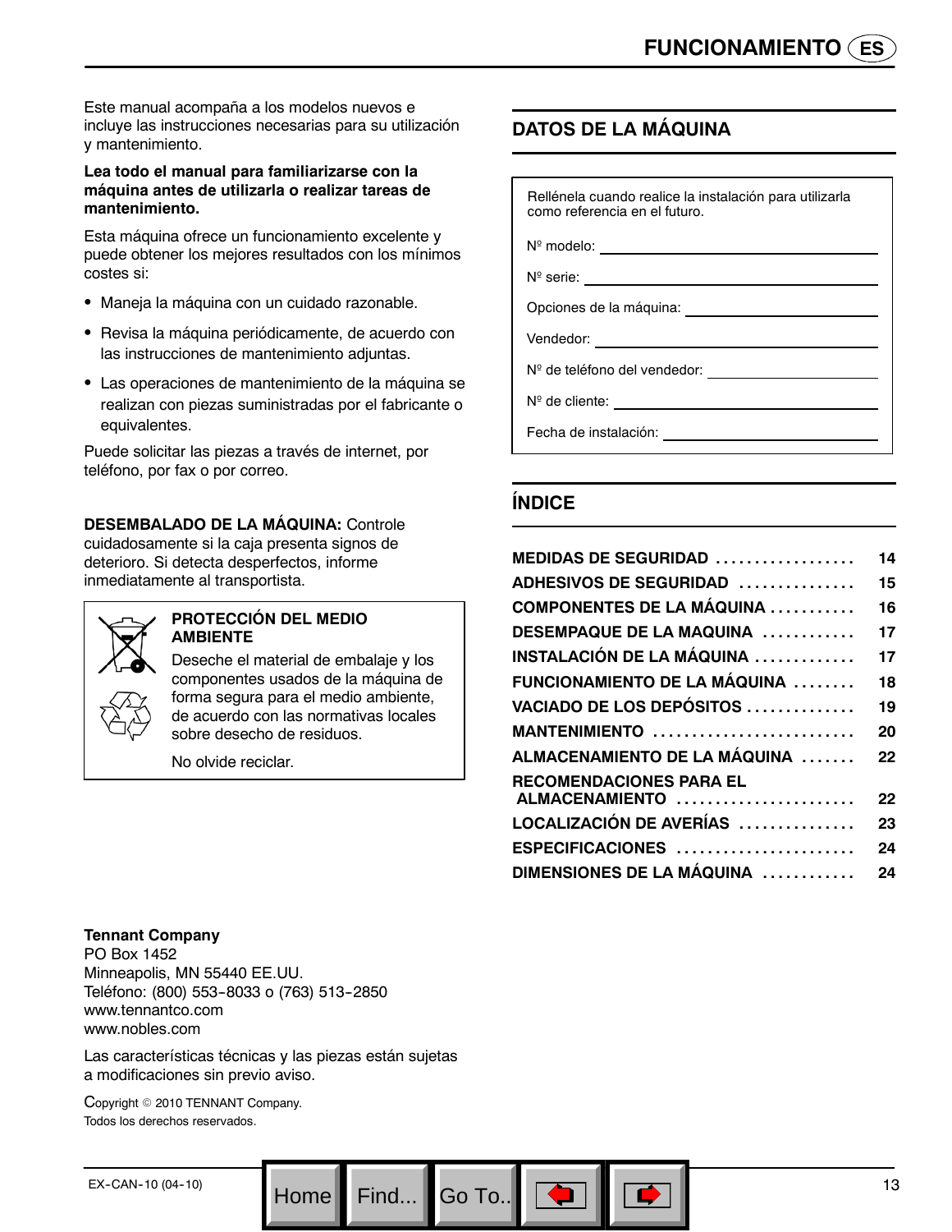Este manual acompaña a los modelos nuevos e incluye las instrucciones necesarias para su utilización y mantenimiento.

**Lea todo el manual para familiarizarse con la máquina antes de utilizarla o realizar tareas de mantenimiento.**

Esta máquina ofrece un funcionamiento excelente y puede obtener los mejores resultados con los mínimos costes si:

- Maneja la máquina con un cuidado razonable.
- Revisa la máquina periódicamente, de acuerdo con las instrucciones de mantenimiento adjuntas.
- Las operaciones de mantenimiento de la máquina se realizan con piezas suministradas por el fabricante o equivalentes.

Puede solicitar las piezas a través de internet, por teléfono, por fax o por correo.

**DESEMBALADO DE LA MÁQUINA:** Controle cuidadosamente si la caja presenta signos de deterioro. Si detecta desperfectos, informe inmediatamente al transportista.

**PROTECCIÓN DEL MEDIO AMBIENTE**

Deseche el material de embalaje y los componentes usados de la máquina de forma segura para el medio ambiente, de acuerdo con las normativas locales sobre desecho de residuos.

No olvide reciclar.

**Tennant Company**
PO Box 1452
Minneapolis, MN 55440 EE.UU.
Teléfono: (800) 553-8033 o (763) 513-2850
www.tennantco.com
www.nobles.com

Las características técnicas y las piezas están sujetas a modificaciones sin previo aviso.

Copyright © 2010 TENNANT Company.
Todos los derechos reservados.

## DATOS DE LA MÁQUINA

Rellénela cuando realice la instalación para utilizarla como referencia en el futuro.

Nº modelo: ____________________

Nº serie: ____________________

Opciones de la máquina: ____________________

Vendedor: ____________________

Nº de teléfono del vendedor: ____________________

Nº de cliente: ____________________

Fecha de instalación: ____________________

## ÍNDICE

| | |
|---|---|
| **MEDIDAS DE SEGURIDAD** | **14** |
| **ADHESIVOS DE SEGURIDAD** | **15** |
| **COMPONENTES DE LA MÁQUINA** | **16** |
| **DESEMPAQUE DE LA MAQUINA** | **17** |
| **INSTALACIÓN DE LA MÁQUINA** | **17** |
| **FUNCIONAMIENTO DE LA MÁQUINA** | **18** |
| **VACIADO DE LOS DEPÓSITOS** | **19** |
| **MANTENIMIENTO** | **20** |
| **ALMACENAMIENTO DE LA MÁQUINA** | **22** |
| **RECOMENDACIONES PARA EL ALMACENAMIENTO** | **22** |
| **LOCALIZACIÓN DE AVERÍAS** | **23** |
| **ESPECIFICACIONES** | **24** |
| **DIMENSIONES DE LA MÁQUINA** | **24** |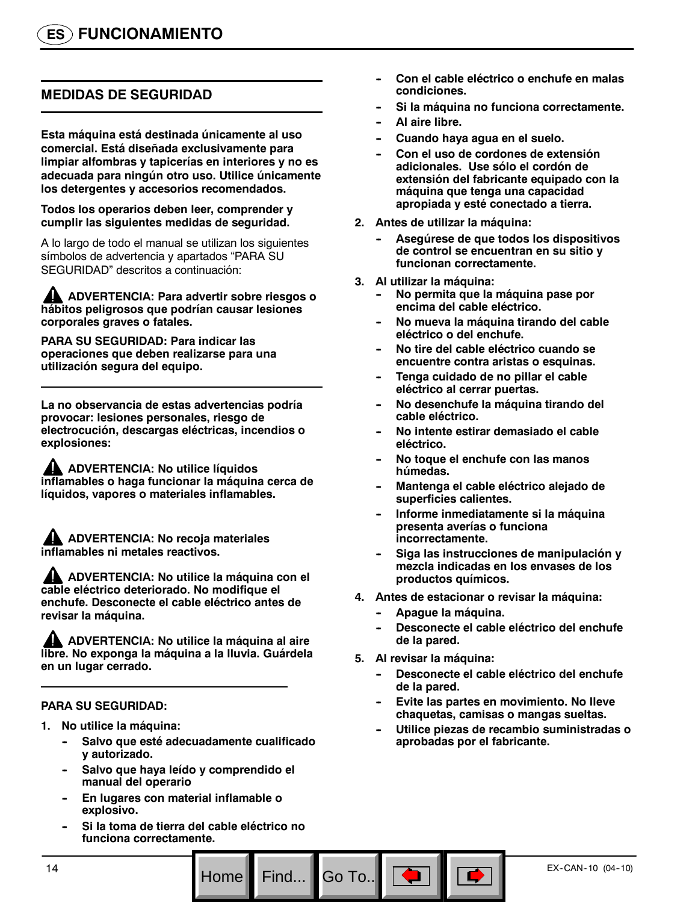# FUNCIONAMIENTO

## MEDIDAS DE SEGURIDAD

**Esta máquina está destinada únicamente al uso comercial. Está diseñada exclusivamente para limpiar alfombras y tapicerías en interiores y no es adecuada para ningún otro uso. Utilice únicamente los detergentes y accesorios recomendados.**

**Todos los operarios deben leer, comprender y cumplir las siguientes medidas de seguridad.**

A lo largo de todo el manual se utilizan los siguientes símbolos de advertencia y apartados “PARA SU SEGURIDAD” descritos a continuación:

**⚠ ADVERTENCIA: Para advertir sobre riesgos o hábitos peligrosos que podrían causar lesiones corporales graves o fatales.**

**PARA SU SEGURIDAD: Para indicar las operaciones que deben realizarse para una utilización segura del equipo.**

---

**La no observancia de estas advertencias podría provocar: lesiones personales, riesgo de electrocución, descargas eléctricas, incendios o explosiones:**

**⚠ ADVERTENCIA: No utilice líquidos inflamables o haga funcionar la máquina cerca de líquidos, vapores o materiales inflamables.**

**⚠ ADVERTENCIA: No recoja materiales inflamables ni metales reactivos.**

**⚠ ADVERTENCIA: No utilice la máquina con el cable eléctrico deteriorado. No modifique el enchufe. Desconecte el cable eléctrico antes de revisar la máquina.**

**⚠ ADVERTENCIA: No utilice la máquina al aire libre. No exponga la máquina a la lluvia. Guárdela en un lugar cerrado.**

---

**PARA SU SEGURIDAD:**

1. **No utilice la máquina:**
   - **Salvo que esté adecuadamente cualificado y autorizado.**
   - **Salvo que haya leído y comprendido el manual del operario**
   - **En lugares con material inflamable o explosivo.**
   - **Si la toma de tierra del cable eléctrico no funciona correctamente.**
   - **Con el cable eléctrico o enchufe en malas condiciones.**
   - **Si la máquina no funciona correctamente.**
   - **Al aire libre.**
   - **Cuando haya agua en el suelo.**
   - **Con el uso de cordones de extensión adicionales. Use sólo el cordón de extensión del fabricante equipado con la máquina que tenga una capacidad apropiada y esté conectado a tierra.**
2. **Antes de utilizar la máquina:**
   - **Asegúrese de que todos los dispositivos de control se encuentran en su sitio y funcionan correctamente.**
3. **Al utilizar la máquina:**
   - **No permita que la máquina pase por encima del cable eléctrico.**
   - **No mueva la máquina tirando del cable eléctrico o del enchufe.**
   - **No tire del cable eléctrico cuando se encuentre contra aristas o esquinas.**
   - **Tenga cuidado de no pillar el cable eléctrico al cerrar puertas.**
   - **No desenchufe la máquina tirando del cable eléctrico.**
   - **No intente estirar demasiado el cable eléctrico.**
   - **No toque el enchufe con las manos húmedas.**
   - **Mantenga el cable eléctrico alejado de superficies calientes.**
   - **Informe inmediatamente si la máquina presenta averías o funciona incorrectamente.**
   - **Siga las instrucciones de manipulación y mezcla indicadas en los envases de los productos químicos.**
4. **Antes de estacionar o revisar la máquina:**
   - **Apague la máquina.**
   - **Desconecte el cable eléctrico del enchufe de la pared.**
5. **Al revisar la máquina:**
   - **Desconecte el cable eléctrico del enchufe de la pared.**
   - **Evite las partes en movimiento. No lleve chaquetas, camisas o mangas sueltas.**
   - **Utilice piezas de recambio suministradas o aprobadas por el fabricante.**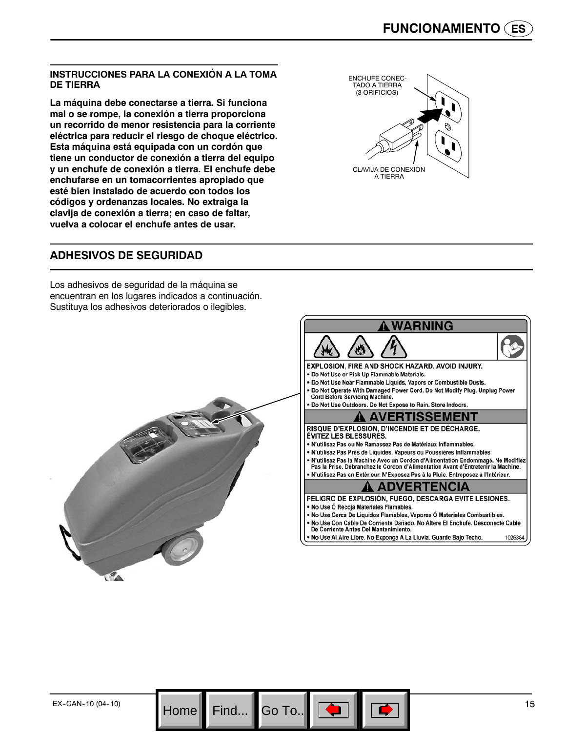### INSTRUCCIONES PARA LA CONEXIÓN A LA TOMA DE TIERRA

**La máquina debe conectarse a tierra. Si funciona mal o se rompe, la conexión a tierra proporciona un recorrido de menor resistencia para la corriente eléctrica para reducir el riesgo de choque eléctrico. Esta máquina está equipada con un cordón que tiene un conductor de conexión a tierra del equipo y un enchufe de conexión a tierra. El enchufe debe enchufarse en un tomacorrientes apropiado que esté bien instalado de acuerdo con todos los códigos y ordenanzas locales. No extraiga la clavija de conexión a tierra; en caso de faltar, vuelva a colocar el enchufe antes de usar.**

ENCHUFE CONECTADO A TIERRA (3 ORIFICIOS)

CLAVIJA DE CONEXION A TIERRA

## ADHESIVOS DE SEGURIDAD

Los adhesivos de seguridad de la máquina se encuentran en los lugares indicados a continuación. Sustituya los adhesivos deteriorados o ilegibles.

**⚠ WARNING**

**EXPLOSION, FIRE AND SHOCK HAZARD. AVOID INJURY.**

- Do Not Use or Pick Up Flammable Materials.
- Do Not Use Near Flammable Liquids, Vapors or Combustible Dusts.
- Do Not Operate With Damaged Power Cord. Do Not Modify Plug. Unplug Power Cord Before Servicing Machine.
- Do Not Use Outdoors. Do Not Expose to Rain. Store Indoors.

**⚠ AVERTISSEMENT**

**RISQUE D'EXPLOSION, D'INCENDIE ET DE DÉCHARGE. ÉVITEZ LES BLESSURES.**

- N'utilisez Pas ou Ne Ramassez Pas de Matériaux Inflammables.
- N'utilisez Pas Près de Liquides, Vapeurs ou Poussières Inflammables.
- N'utilisez Pas la Machine Avec un Cordon d'Alimentation Endommagé. Ne Modifiez Pas la Prise. Débranchez le Cordon d'Alimentation Avant d'Entretenir la Machine.
- N'utilisez Pas en Extérieur. N'Exposez Pas à la Pluie. Entreposez à l'Intérieur.

**⚠ ADVERTENCIA**

**PELIGRO DE EXPLOSIÓN, FUEGO, DESCARGA EVITE LESIONES.**

- No Use Ó Recoja Materiales Flamables.
- No Use Cerca De Liquidos Flamables, Vapores Ó Materiales Combustibles.
- No Use Con Cable De Corriente Dañado. No Altere El Enchufe. Desconecte Cable De Corriente Antes Del Mantenimiento.
- No Use Al Aire Libre. No Exponga A La Lluvia. Guarde Bajo Techo.

1026384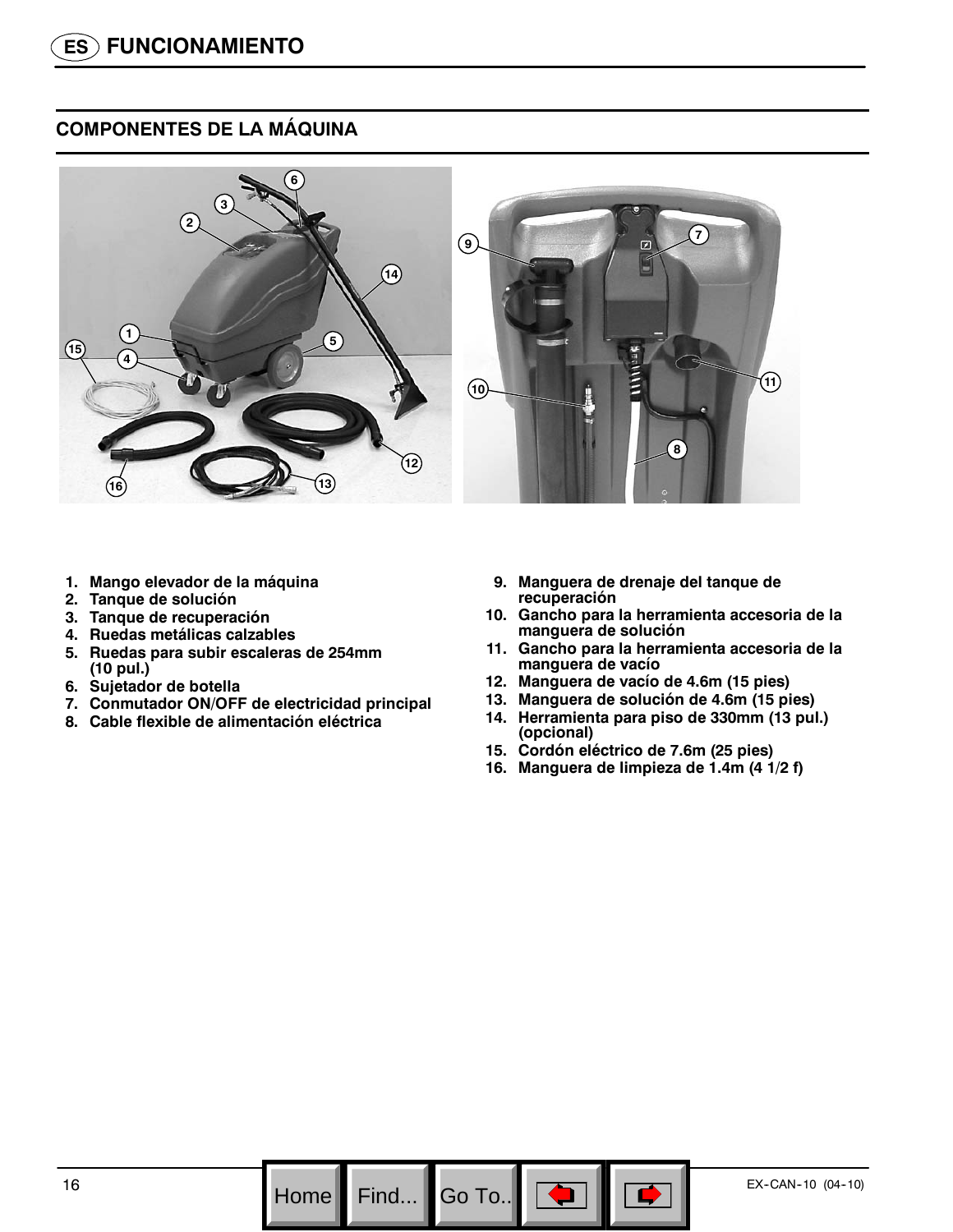# FUNCIONAMIENTO

## COMPONENTES DE LA MÁQUINA

1. **Mango elevador de la máquina**
2. **Tanque de solución**
3. **Tanque de recuperación**
4. **Ruedas metálicas calzables**
5. **Ruedas para subir escaleras de 254mm (10 pul.)**
6. **Sujetador de botella**
7. **Conmutador ON/OFF de electricidad principal**
8. **Cable flexible de alimentación eléctrica**
9. **Manguera de drenaje del tanque de recuperación**
10. **Gancho para la herramienta accesoria de la manguera de solución**
11. **Gancho para la herramienta accesoria de la manguera de vacío**
12. **Manguera de vacío de 4.6m (15 pies)**
13. **Manguera de solución de 4.6m (15 pies)**
14. **Herramienta para piso de 330mm (13 pul.) (opcional)**
15. **Cordón eléctrico de 7.6m (25 pies)**
16. **Manguera de limpieza de 1.4m (4 1/2 f)**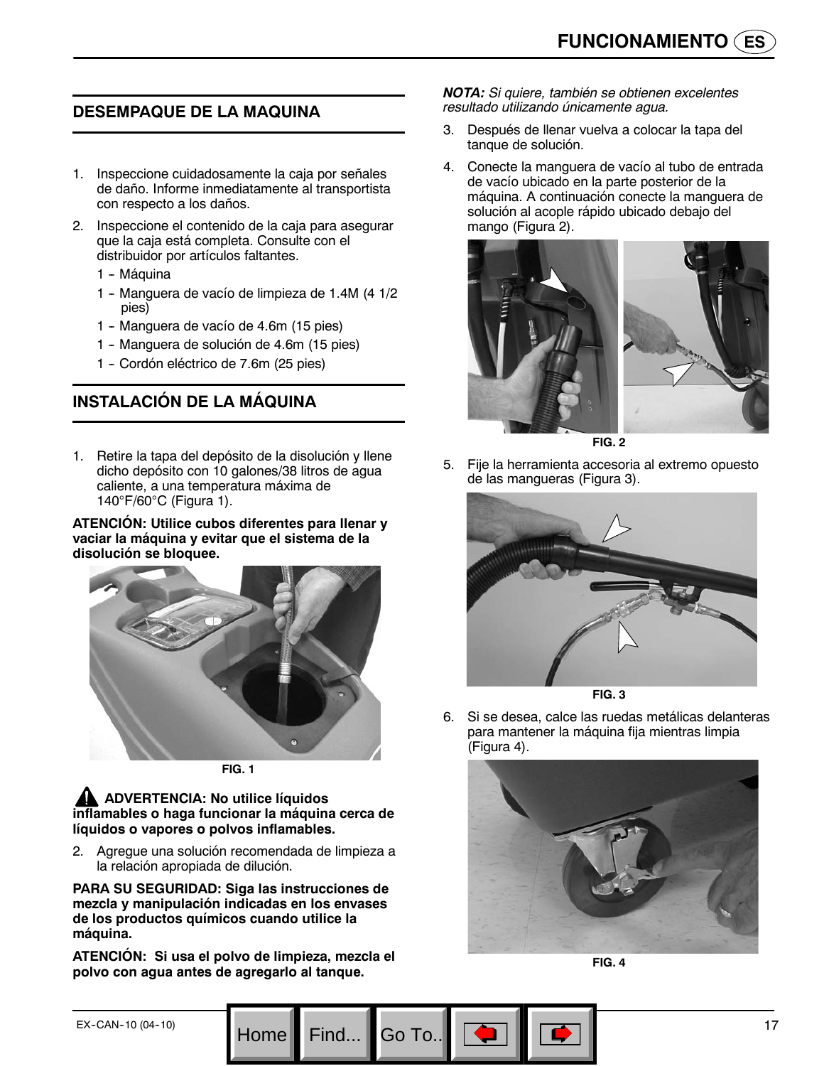## DESEMPAQUE DE LA MAQUINA

1. Inspeccione cuidadosamente la caja por señales de daño. Informe inmediatamente al transportista con respecto a los daños.
2. Inspeccione el contenido de la caja para asegurar que la caja está completa. Consulte con el distribuidor por artículos faltantes.
   - 1 - Máquina
   - 1 - Manguera de vacío de limpieza de 1.4M (4 1/2 pies)
   - 1 - Manguera de vacío de 4.6m (15 pies)
   - 1 - Manguera de solución de 4.6m (15 pies)
   - 1 - Cordón eléctrico de 7.6m (25 pies)

## INSTALACIÓN DE LA MÁQUINA

1. Retire la tapa del depósito de la disolución y llene dicho depósito con 10 galones/38 litros de agua caliente, a una temperatura máxima de 140°F/60°C (Figura 1).

**ATENCIÓN: Utilice cubos diferentes para llenar y vaciar la máquina y evitar que el sistema de la disolución se bloquee.**

FIG. 1

**ADVERTENCIA: No utilice líquidos inflamables o haga funcionar la máquina cerca de líquidos o vapores o polvos inflamables.**

2. Agregue una solución recomendada de limpieza a la relación apropiada de dilución.

**PARA SU SEGURIDAD: Siga las instrucciones de mezcla y manipulación indicadas en los envases de los productos químicos cuando utilice la máquina.**

**ATENCIÓN: Si usa el polvo de limpieza, mezcla el polvo con agua antes de agregarlo al tanque.**

***NOTA:*** *Si quiere, también se obtienen excelentes resultado utilizando únicamente agua.*

3. Después de llenar vuelva a colocar la tapa del tanque de solución.
4. Conecte la manguera de vacío al tubo de entrada de vacío ubicado en la parte posterior de la máquina. A continuación conecte la manguera de solución al acople rápido ubicado debajo del mango (Figura 2).

FIG. 2

5. Fije la herramienta accesoria al extremo opuesto de las mangueras (Figura 3).

FIG. 3

6. Si se desea, calce las ruedas metálicas delanteras para mantener la máquina fija mientras limpia (Figura 4).

FIG. 4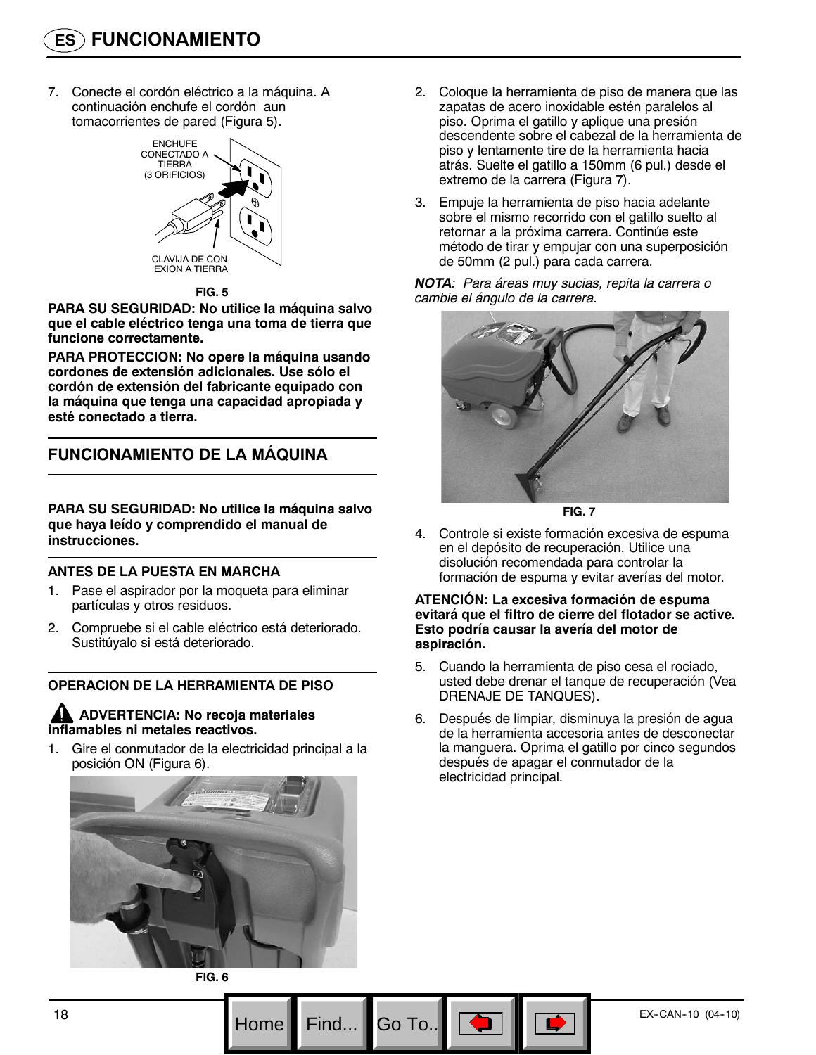## FUNCIONAMIENTO

7. Conecte el cordón eléctrico a la máquina. A continuación enchufe el cordón aun tomacorrientes de pared (Figura 5).

ENCHUFE CONECTADO A TIERRA (3 ORIFICIOS)

CLAVIJA DE CONEXION A TIERRA

FIG. 5

**PARA SU SEGURIDAD: No utilice la máquina salvo que el cable eléctrico tenga una toma de tierra que funcione correctamente.**

**PARA PROTECCION: No opere la máquina usando cordones de extensión adicionales. Use sólo el cordón de extensión del fabricante equipado con la máquina que tenga una capacidad apropiada y esté conectado a tierra.**

## FUNCIONAMIENTO DE LA MÁQUINA

**PARA SU SEGURIDAD: No utilice la máquina salvo que haya leído y comprendido el manual de instrucciones.**

### ANTES DE LA PUESTA EN MARCHA

1. Pase el aspirador por la moqueta para eliminar partículas y otros residuos.
2. Compruebe si el cable eléctrico está deteriorado. Sustitúyalo si está deteriorado.

### OPERACION DE LA HERRAMIENTA DE PISO

**ADVERTENCIA: No recoja materiales inflamables ni metales reactivos.**

1. Gire el conmutador de la electricidad principal a la posición ON (Figura 6).

FIG. 6

2. Coloque la herramienta de piso de manera que las zapatas de acero inoxidable estén paralelos al piso. Oprima el gatillo y aplique una presión descendente sobre el cabezal de la herramienta de piso y lentamente tire de la herramienta hacia atrás. Suelte el gatillo a 150mm (6 pul.) desde el extremo de la carrera (Figura 7).
3. Empuje la herramienta de piso hacia adelante sobre el mismo recorrido con el gatillo suelto al retornar a la próxima carrera. Continúe este método de tirar y empujar con una superposición de 50mm (2 pul.) para cada carrera.

***NOTA****: Para áreas muy sucias, repita la carrera o cambie el ángulo de la carrera.*

FIG. 7

4. Controle si existe formación excesiva de espuma en el depósito de recuperación. Utilice una disolución recomendada para controlar la formación de espuma y evitar averías del motor.

**ATENCIÓN: La excesiva formación de espuma evitará que el filtro de cierre del flotador se active. Esto podría causar la avería del motor de aspiración.**

5. Cuando la herramienta de piso cesa el rociado, usted debe drenar el tanque de recuperación (Vea DRENAJE DE TANQUES).
6. Después de limpiar, disminuya la presión de agua de la herramienta accesoria antes de desconectar la manguera. Oprima el gatillo por cinco segundos después de apagar el conmutador de la electricidad principal.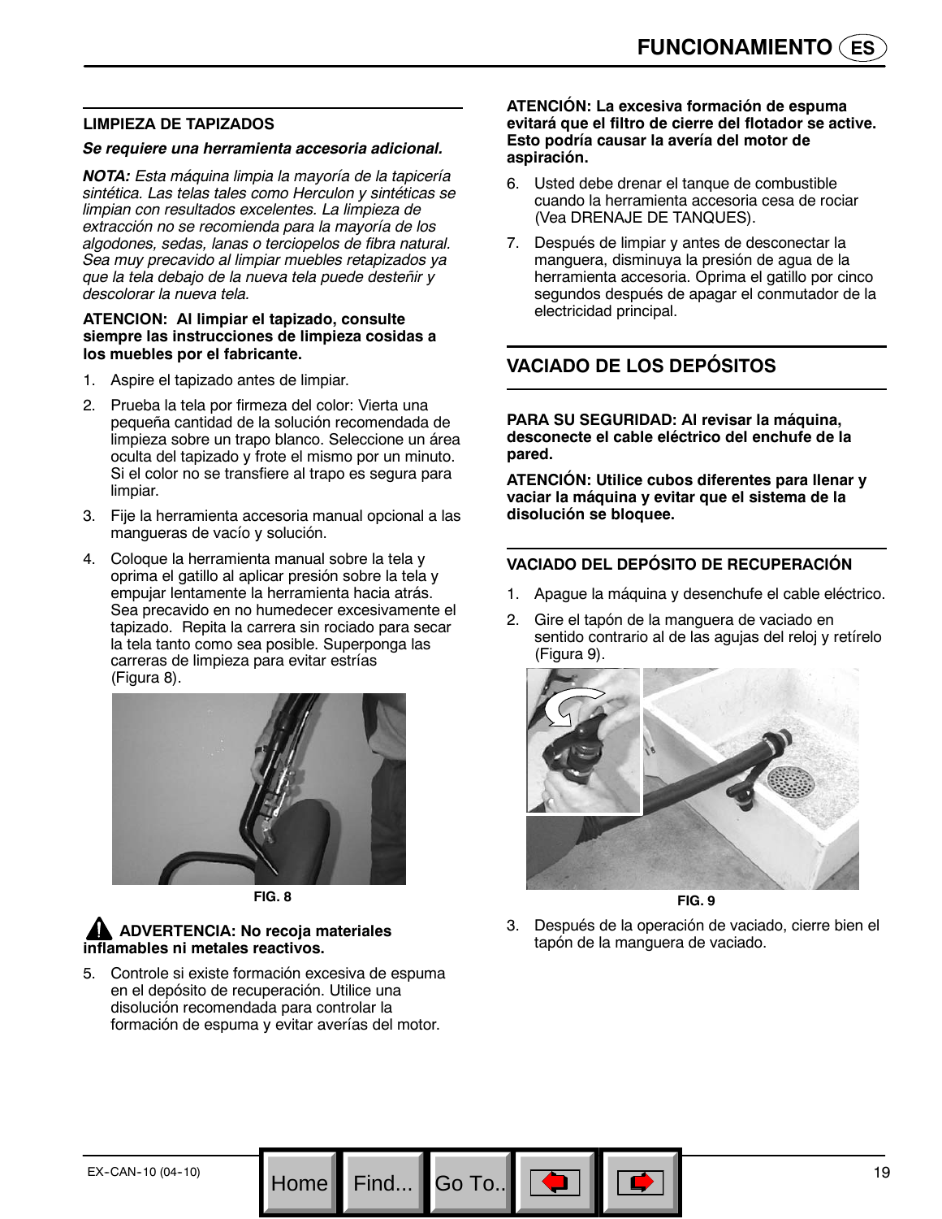### LIMPIEZA DE TAPIZADOS

***Se requiere una herramienta accesoria adicional.***

***NOTA:*** *Esta máquina limpia la mayoría de la tapicería sintética. Las telas tales como Herculon y sintéticas se limpian con resultados excelentes. La limpieza de extracción no se recomienda para la mayoría de los algodones, sedas, lanas o terciopelos de fibra natural. Sea muy precavido al limpiar muebles retapizados ya que la tela debajo de la nueva tela puede desteñir y descolorar la nueva tela.*

**ATENCION: Al limpiar el tapizado, consulte siempre las instrucciones de limpieza cosidas a los muebles por el fabricante.**

1. Aspire el tapizado antes de limpiar.
2. Prueba la tela por firmeza del color: Vierta una pequeña cantidad de la solución recomendada de limpieza sobre un trapo blanco. Seleccione un área oculta del tapizado y frote el mismo por un minuto. Si el color no se transfiere al trapo es segura para limpiar.
3. Fije la herramienta accesoria manual opcional a las mangueras de vacío y solución.
4. Coloque la herramienta manual sobre la tela y oprima el gatillo al aplicar presión sobre la tela y empujar lentamente la herramienta hacia atrás. Sea precavido en no humedecer excesivamente el tapizado. Repita la carrera sin rociado para secar la tela tanto como sea posible. Superponga las carreras de limpieza para evitar estrías (Figura 8).

FIG. 8

**ADVERTENCIA: No recoja materiales inflamables ni metales reactivos.**

5. Controle si existe formación excesiva de espuma en el depósito de recuperación. Utilice una disolución recomendada para controlar la formación de espuma y evitar averías del motor.

**ATENCIÓN: La excesiva formación de espuma evitará que el filtro de cierre del flotador se active. Esto podría causar la avería del motor de aspiración.**

6. Usted debe drenar el tanque de combustible cuando la herramienta accesoria cesa de rociar (Vea DRENAJE DE TANQUES).
7. Después de limpiar y antes de desconectar la manguera, disminuya la presión de agua de la herramienta accesoria. Oprima el gatillo por cinco segundos después de apagar el conmutador de la electricidad principal.

## VACIADO DE LOS DEPÓSITOS

**PARA SU SEGURIDAD: Al revisar la máquina, desconecte el cable eléctrico del enchufe de la pared.**

**ATENCIÓN: Utilice cubos diferentes para llenar y vaciar la máquina y evitar que el sistema de la disolución se bloquee.**

### VACIADO DEL DEPÓSITO DE RECUPERACIÓN

1. Apague la máquina y desenchufe el cable eléctrico.
2. Gire el tapón de la manguera de vaciado en sentido contrario al de las agujas del reloj y retírelo (Figura 9).

FIG. 9

3. Después de la operación de vaciado, cierre bien el tapón de la manguera de vaciado.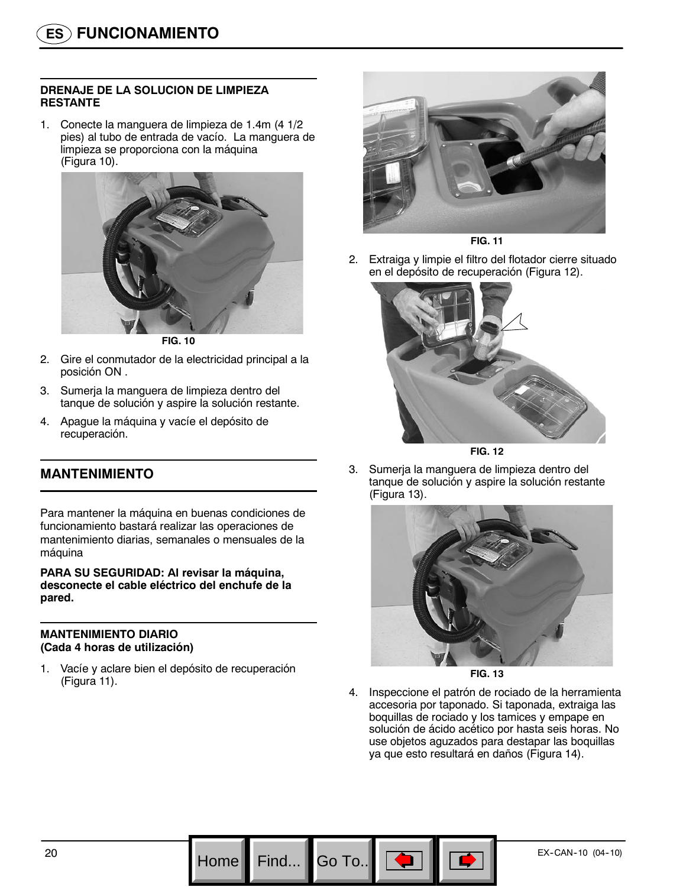## FUNCIONAMIENTO

#### DRENAJE DE LA SOLUCION DE LIMPIEZA RESTANTE

1. Conecte la manguera de limpieza de 1.4m (4 1/2 pies) al tubo de entrada de vacío. La manguera de limpieza se proporciona con la máquina (Figura 10).

FIG. 10

2. Gire el conmutador de la electricidad principal a la posición ON .
3. Sumerja la manguera de limpieza dentro del tanque de solución y aspire la solución restante.
4. Apague la máquina y vacíe el depósito de recuperación.

### MANTENIMIENTO

Para mantener la máquina en buenas condiciones de funcionamiento bastará realizar las operaciones de mantenimiento diarias, semanales o mensuales de la máquina

**PARA SU SEGURIDAD: Al revisar la máquina, desconecte el cable eléctrico del enchufe de la pared.**

#### MANTENIMIENTO DIARIO
#### (Cada 4 horas de utilización)

1. Vacíe y aclare bien el depósito de recuperación (Figura 11).

FIG. 11

2. Extraiga y limpie el filtro del flotador cierre situado en el depósito de recuperación (Figura 12).

FIG. 12

3. Sumerja la manguera de limpieza dentro del tanque de solución y aspire la solución restante (Figura 13).

FIG. 13

4. Inspeccione el patrón de rociado de la herramienta accesoria por taponado. Si taponada, extraiga las boquillas de rociado y los tamices y empape en solución de ácido acético por hasta seis horas. No use objetos aguzados para destapar las boquillas ya que esto resultará en daños (Figura 14).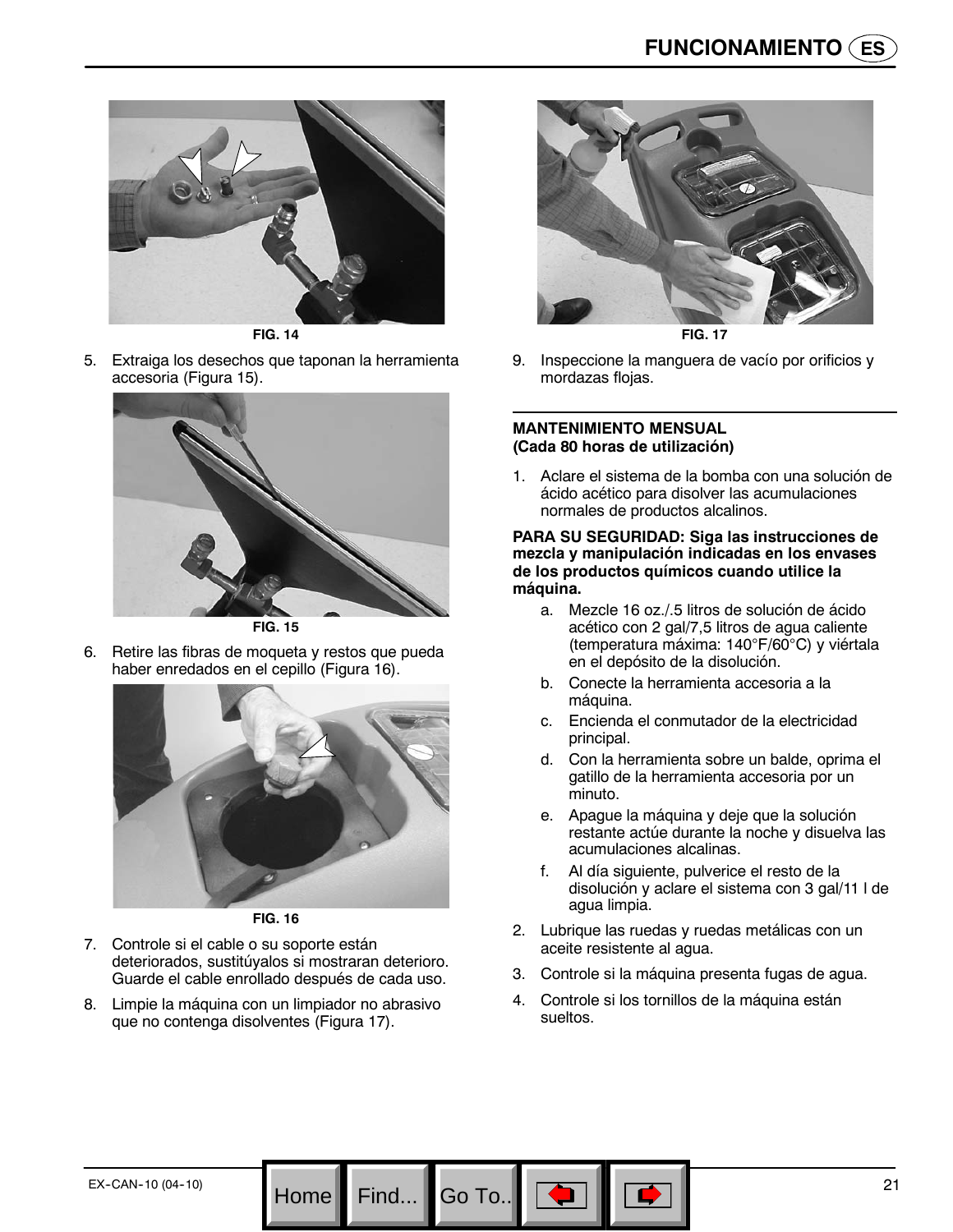FIG. 14

5. Extraiga los desechos que taponan la herramienta accesoria (Figura 15).

FIG. 15

6. Retire las fibras de moqueta y restos que pueda haber enredados en el cepillo (Figura 16).

FIG. 16

7. Controle si el cable o su soporte están deteriorados, sustitúyalos si mostraran deterioro. Guarde el cable enrollado después de cada uso.
8. Limpie la máquina con un limpiador no abrasivo que no contenga disolventes (Figura 17).

FIG. 17

9. Inspeccione la manguera de vacío por orificios y mordazas flojas.

**MANTENIMIENTO MENSUAL**
**(Cada 80 horas de utilización)**

1. Aclare el sistema de la bomba con una solución de ácido acético para disolver las acumulaciones normales de productos alcalinos.

**PARA SU SEGURIDAD: Siga las instrucciones de mezcla y manipulación indicadas en los envases de los productos químicos cuando utilice la máquina.**

   a. Mezcle 16 oz./.5 litros de solución de ácido acético con 2 gal/7,5 litros de agua caliente (temperatura máxima: 140°F/60°C) y viértala en el depósito de la disolución.
   b. Conecte la herramienta accesoria a la máquina.
   c. Encienda el conmutador de la electricidad principal.
   d. Con la herramienta sobre un balde, oprima el gatillo de la herramienta accesoria por un minuto.
   e. Apague la máquina y deje que la solución restante actúe durante la noche y disuelva las acumulaciones alcalinas.
   f. Al día siguiente, pulverice el resto de la disolución y aclare el sistema con 3 gal/11 l de agua limpia.

2. Lubrique las ruedas y ruedas metálicas con un aceite resistente al agua.
3. Controle si la máquina presenta fugas de agua.
4. Controle si los tornillos de la máquina están sueltos.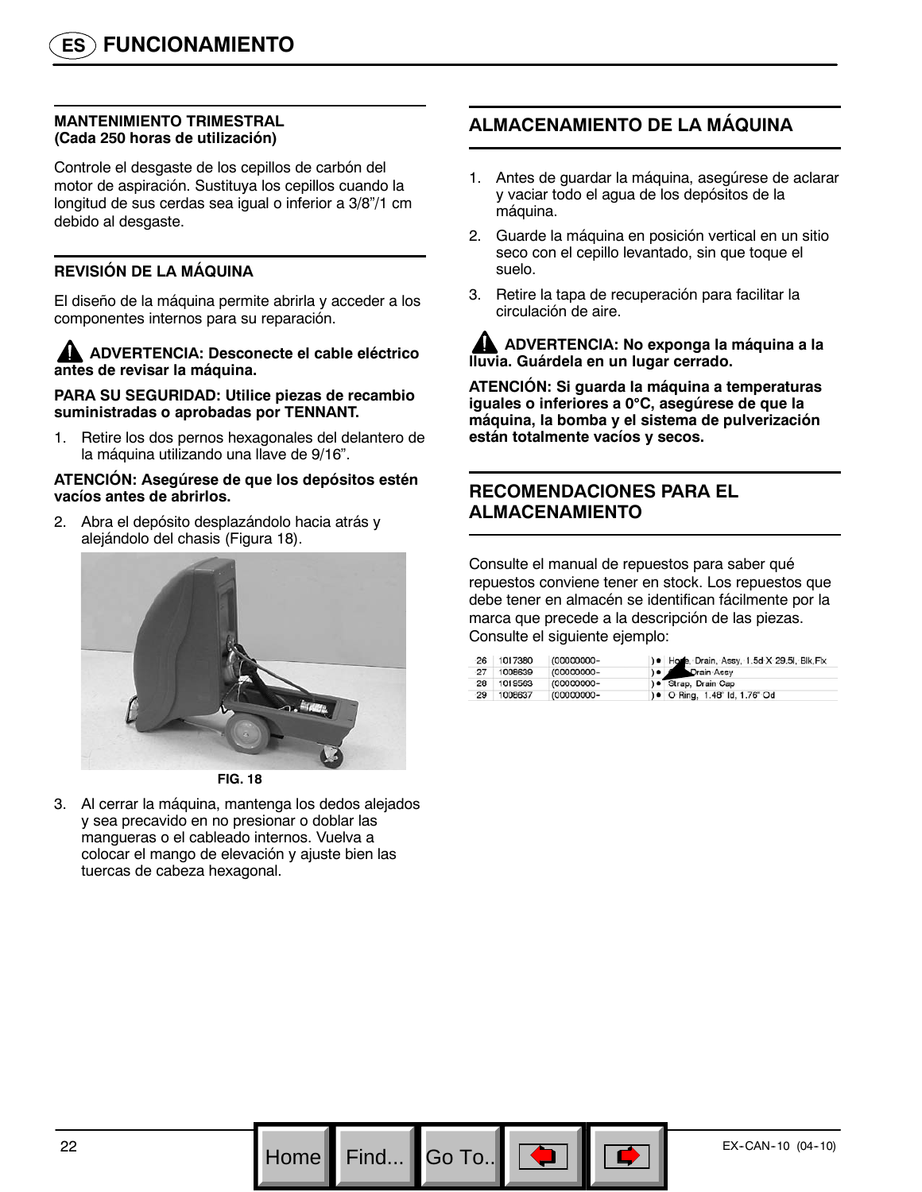# FUNCIONAMIENTO

### MANTENIMIENTO TRIMESTRAL (Cada 250 horas de utilización)

Controle el desgaste de los cepillos de carbón del motor de aspiración. Sustituya los cepillos cuando la longitud de sus cerdas sea igual o inferior a 3/8"/1 cm debido al desgaste.

### REVISIÓN DE LA MÁQUINA

El diseño de la máquina permite abrirla y acceder a los componentes internos para su reparación.

**ADVERTENCIA: Desconecte el cable eléctrico antes de revisar la máquina.**

**PARA SU SEGURIDAD: Utilice piezas de recambio suministradas o aprobadas por TENNANT.**

1. Retire los dos pernos hexagonales del delantero de la máquina utilizando una llave de 9/16".

**ATENCIÓN: Asegúrese de que los depósitos estén vacíos antes de abrirlos.**

2. Abra el depósito desplazándolo hacia atrás y alejándolo del chasis (Figura 18).

**FIG. 18**

3. Al cerrar la máquina, mantenga los dedos alejados y sea precavido en no presionar o doblar las mangueras o el cableado internos. Vuelva a colocar el mango de elevación y ajuste bien las tuercas de cabeza hexagonal.

## ALMACENAMIENTO DE LA MÁQUINA

1. Antes de guardar la máquina, asegúrese de aclarar y vaciar todo el agua de los depósitos de la máquina.
2. Guarde la máquina en posición vertical en un sitio seco con el cepillo levantado, sin que toque el suelo.
3. Retire la tapa de recuperación para facilitar la circulación de aire.

**ADVERTENCIA: No exponga la máquina a la lluvia. Guárdela en un lugar cerrado.**

**ATENCIÓN: Si guarda la máquina a temperaturas iguales o inferiores a 0°C, asegúrese de que la máquina, la bomba y el sistema de pulverización están totalmente vacíos y secos.**

## RECOMENDACIONES PARA EL ALMACENAMIENTO

Consulte el manual de repuestos para saber qué repuestos conviene tener en stock. Los repuestos que debe tener en almacén se identifican fácilmente por la marca que precede a la descripción de las piezas. Consulte el siguiente ejemplo:

| | | | | |
|---|---|---|---|---|
| 26 | 1017380 | (00000000- | ) ● | Hose, Drain, Assy, 1.5d X 29.5l, Blk,Fix |
| 27 | 1008639 | (00000000- | ) ● | Cap, Drain Assy |
| 28 | 1019563 | (00000000- | ) ● | Strap, Drain Cap |
| 29 | 1008637 | (00000000- | ) ● | O Ring, 1.48" Id, 1.76" Od |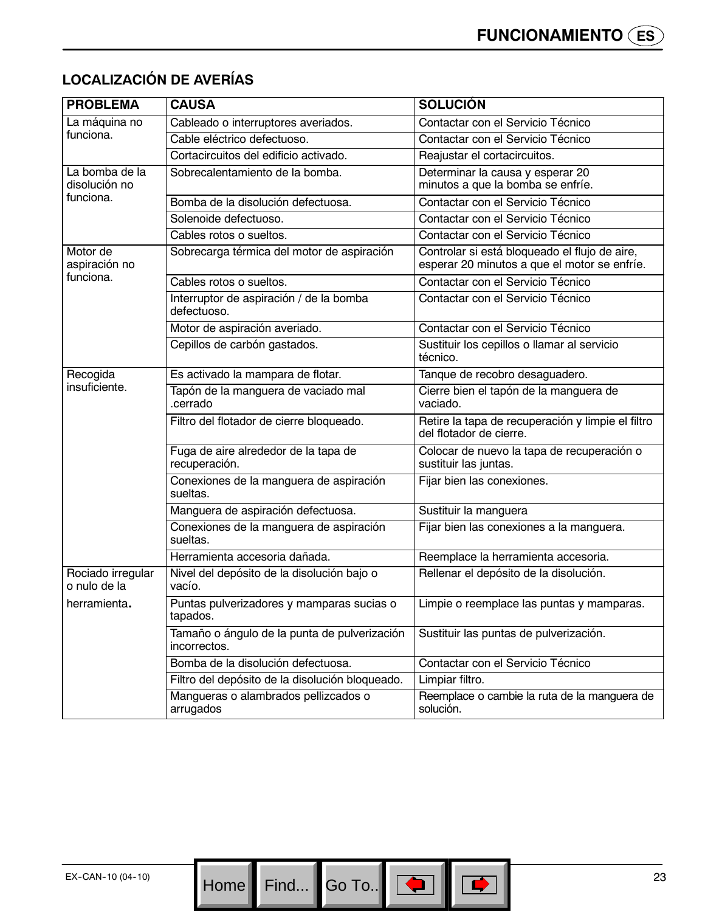## LOCALIZACIÓN DE AVERÍAS

| PROBLEMA | CAUSA | SOLUCIÓN |
|---|---|---|
| La máquina no funciona. | Cableado o interruptores averiados. | Contactar con el Servicio Técnico |
| | Cable eléctrico defectuoso. | Contactar con el Servicio Técnico |
| | Cortacircuitos del edificio activado. | Reajustar el cortacircuitos. |
| La bomba de la disolución no funciona. | Sobrecalentamiento de la bomba. | Determinar la causa y esperar 20 minutos a que la bomba se enfríe. |
| | Bomba de la disolución defectuosa. | Contactar con el Servicio Técnico |
| | Solenoide defectuoso. | Contactar con el Servicio Técnico |
| | Cables rotos o sueltos. | Contactar con el Servicio Técnico |
| Motor de aspiración no funciona. | Sobrecarga térmica del motor de aspiración | Controlar si está bloqueado el flujo de aire, esperar 20 minutos a que el motor se enfríe. |
| | Cables rotos o sueltos. | Contactar con el Servicio Técnico |
| | Interruptor de aspiración / de la bomba defectuoso. | Contactar con el Servicio Técnico |
| | Motor de aspiración averiado. | Contactar con el Servicio Técnico |
| | Cepillos de carbón gastados. | Sustituir los cepillos o llamar al servicio técnico. |
| Recogida insuficiente. | Es activado la mampara de flotar. | Tanque de recobro desaguadero. |
| | Tapón de la manguera de vaciado mal .cerrado | Cierre bien el tapón de la manguera de vaciado. |
| | Filtro del flotador de cierre bloqueado. | Retire la tapa de recuperación y limpie el filtro del flotador de cierre. |
| | Fuga de aire alrededor de la tapa de recuperación. | Colocar de nuevo la tapa de recuperación o sustituir las juntas. |
| | Conexiones de la manguera de aspiración sueltas. | Fijar bien las conexiones. |
| | Manguera de aspiración defectuosa. | Sustituir la manguera |
| | Conexiones de la manguera de aspiración sueltas. | Fijar bien las conexiones a la manguera. |
| | Herramienta accesoria dañada. | Reemplace la herramienta accesoria. |
| Rociado irregular o nulo de la herramienta. | Nivel del depósito de la disolución bajo o vacío. | Rellenar el depósito de la disolución. |
| | Puntas pulverizadores y mamparas sucias o tapados. | Limpie o reemplace las puntas y mamparas. |
| | Tamaño o ángulo de la punta de pulverización incorrectos. | Sustituir las puntas de pulverización. |
| | Bomba de la disolución defectuosa. | Contactar con el Servicio Técnico |
| | Filtro del depósito de la disolución bloqueado. | Limpiar filtro. |
| | Mangueras o alambrados pellizcados o arrugados | Reemplace o cambie la ruta de la manguera de solución. |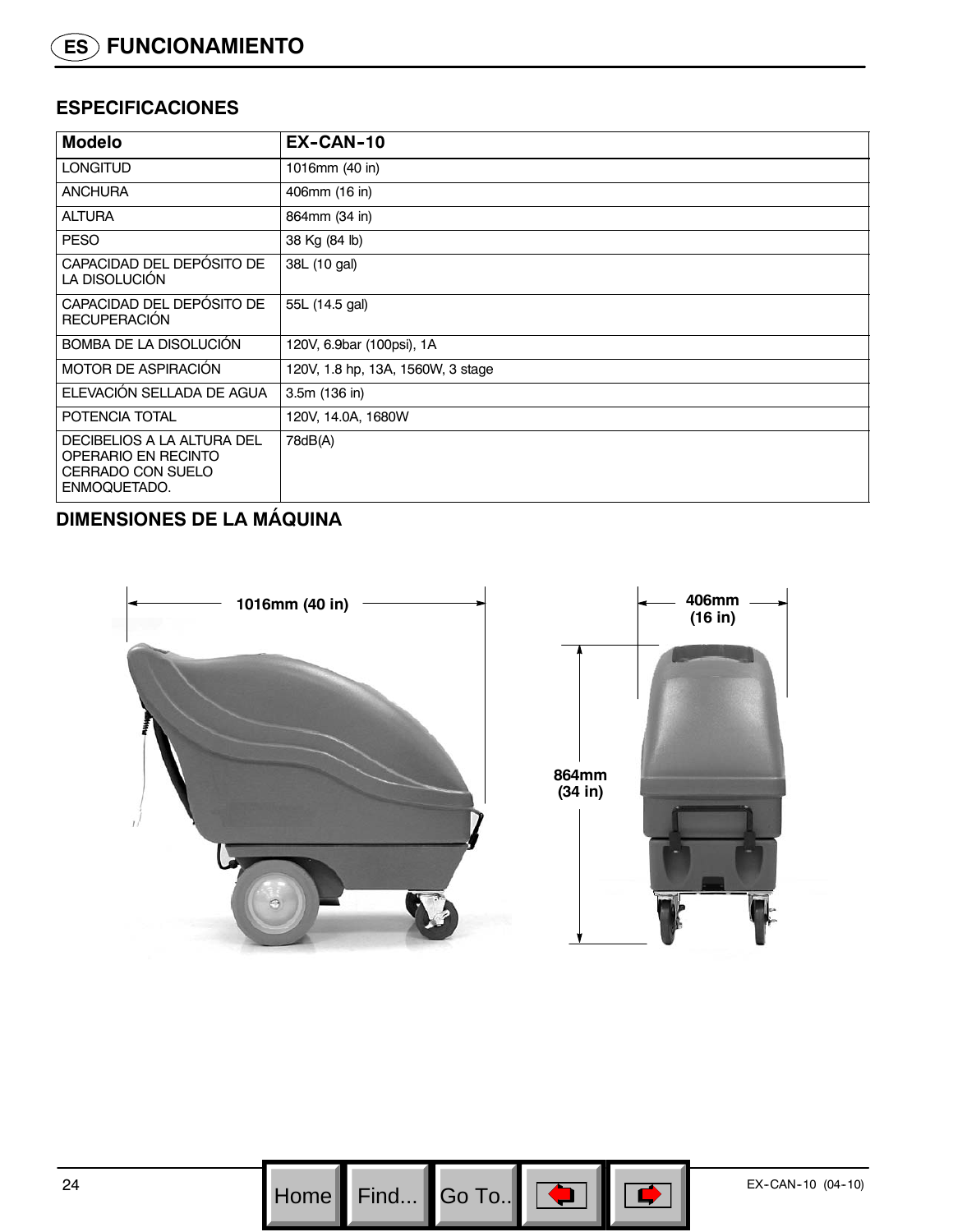## ES FUNCIONAMIENTO

### ESPECIFICACIONES

| Modelo | EX-CAN-10 |
|---|---|
| LONGITUD | 1016mm (40 in) |
| ANCHURA | 406mm (16 in) |
| ALTURA | 864mm (34 in) |
| PESO | 38 Kg (84 lb) |
| CAPACIDAD DEL DEPÓSITO DE LA DISOLUCIÓN | 38L (10 gal) |
| CAPACIDAD DEL DEPÓSITO DE RECUPERACIÓN | 55L (14.5 gal) |
| BOMBA DE LA DISOLUCIÓN | 120V, 6.9bar (100psi), 1A |
| MOTOR DE ASPIRACIÓN | 120V, 1.8 hp, 13A, 1560W, 3 stage |
| ELEVACIÓN SELLADA DE AGUA | 3.5m (136 in) |
| POTENCIA TOTAL | 120V, 14.0A, 1680W |
| DECIBELIOS A LA ALTURA DEL OPERARIO EN RECINTO CERRADO CON SUELO ENMOQUETADO. | 78dB(A) |

### DIMENSIONES DE LA MÁQUINA

1016mm (40 in)

406mm (16 in)

864mm (34 in)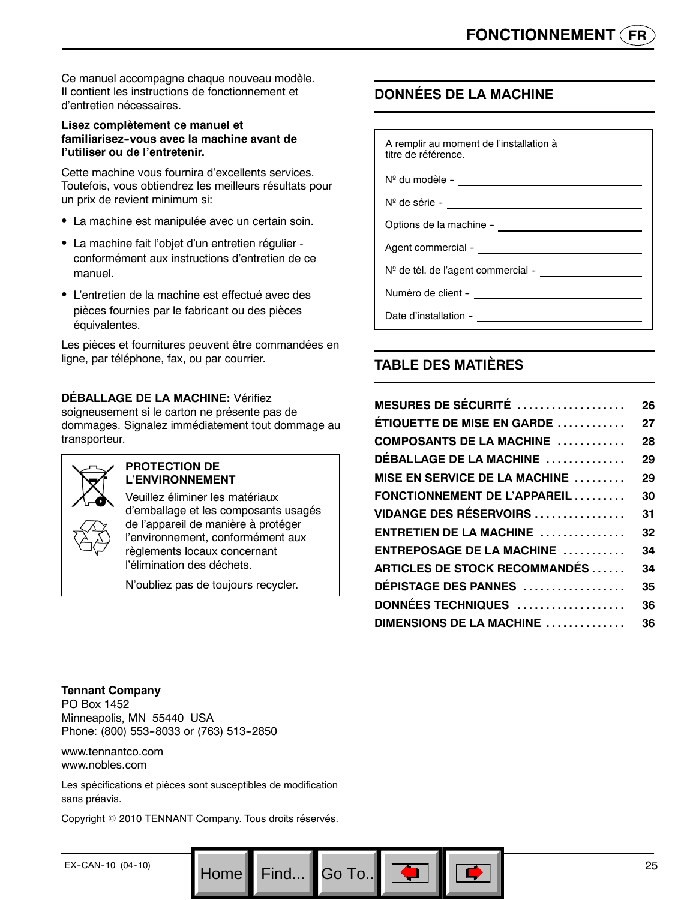Ce manuel accompagne chaque nouveau modèle. Il contient les instructions de fonctionnement et d'entretien nécessaires.

**Lisez complètement ce manuel et familiarisez-vous avec la machine avant de l'utiliser ou de l'entretenir.**

Cette machine vous fournira d'excellents services. Toutefois, vous obtiendrez les meilleurs résultats pour un prix de revient minimum si:

- La machine est manipulée avec un certain soin.
- La machine fait l'objet d'un entretien régulier - conformément aux instructions d'entretien de ce manuel.
- L'entretien de la machine est effectué avec des pièces fournies par le fabricant ou des pièces équivalentes.

Les pièces et fournitures peuvent être commandées en ligne, par téléphone, fax, ou par courrier.

**DÉBALLAGE DE LA MACHINE:** Vérifiez soigneusement si le carton ne présente pas de dommages. Signalez immédiatement tout dommage au transporteur.

**PROTECTION DE L'ENVIRONNEMENT**

Veuillez éliminer les matériaux d'emballage et les composants usagés de l'appareil de manière à protéger l'environnement, conformément aux règlements locaux concernant l'élimination des déchets.

N'oubliez pas de toujours recycler.

## DONNÉES DE LA MACHINE

A remplir au moment de l'installation à titre de référence.

Nº du modèle – ______________________

Nº de série – ______________________

Options de la machine – ______________________

Agent commercial – ______________________

Nº de tél. de l'agent commercial – ______________________

Numéro de client – ______________________

Date d'installation – ______________________

## TABLE DES MATIÈRES

| | |
|---|---|
| **MESURES DE SÉCURITÉ** | **26** |
| **ÉTIQUETTE DE MISE EN GARDE** | **27** |
| **COMPOSANTS DE LA MACHINE** | **28** |
| **DÉBALLAGE DE LA MACHINE** | **29** |
| **MISE EN SERVICE DE LA MACHINE** | **29** |
| **FONCTIONNEMENT DE L'APPAREIL** | **30** |
| **VIDANGE DES RÉSERVOIRS** | **31** |
| **ENTRETIEN DE LA MACHINE** | **32** |
| **ENTREPOSAGE DE LA MACHINE** | **34** |
| **ARTICLES DE STOCK RECOMMANDÉS** | **34** |
| **DÉPISTAGE DES PANNES** | **35** |
| **DONNÉES TECHNIQUES** | **36** |
| **DIMENSIONS DE LA MACHINE** | **36** |

**Tennant Company**
PO Box 1452
Minneapolis, MN 55440 USA
Phone: (800) 553-8033 or (763) 513-2850

www.tennantco.com
www.nobles.com

Les spécifications et pièces sont susceptibles de modification sans préavis.

Copyright © 2010 TENNANT Company. Tous droits réservés.

EX-CAN-10 (04-10)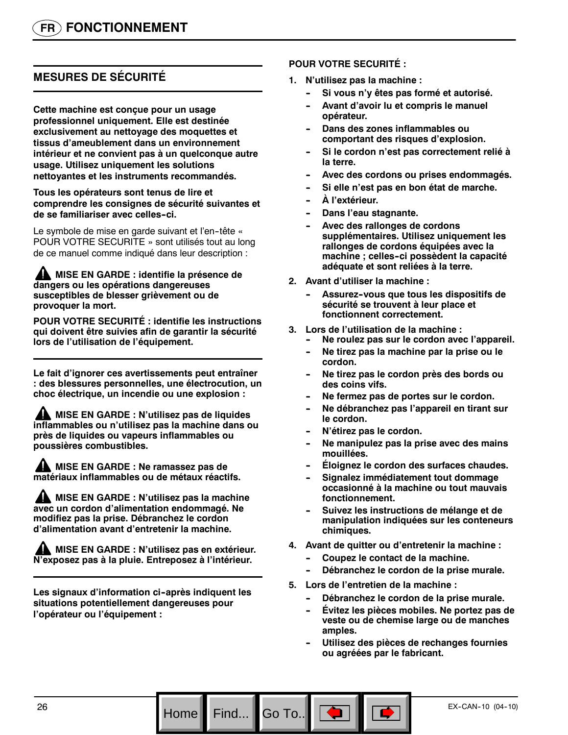# FR FONCTIONNEMENT

## MESURES DE SÉCURITÉ

**Cette machine est conçue pour un usage professionnel uniquement. Elle est destinée exclusivement au nettoyage des moquettes et tissus d'ameublement dans un environnement intérieur et ne convient pas à un quelconque autre usage. Utilisez uniquement les solutions nettoyantes et les instruments recommandés.**

**Tous les opérateurs sont tenus de lire et comprendre les consignes de sécurité suivantes et de se familiariser avec celles-ci.**

Le symbole de mise en garde suivant et l'en-tête « POUR VOTRE SECURITE » sont utilisés tout au long de ce manuel comme indiqué dans leur description :

**⚠ MISE EN GARDE : identifie la présence de dangers ou les opérations dangereuses susceptibles de blesser grièvement ou de provoquer la mort.**

**POUR VOTRE SÉCURITÉ : identifie les instructions qui doivent être suivies afin de garantir la sécurité lors de l'utilisation de l'équipement.**

**Le fait d'ignorer ces avertissements peut entraîner : des blessures personnelles, une électrocution, un choc électrique, un incendie ou une explosion :**

**⚠ MISE EN GARDE : N'utilisez pas de liquides inflammables ou n'utilisez pas la machine dans ou près de liquides ou vapeurs inflammables ou poussières combustibles.**

**⚠ MISE EN GARDE : Ne ramassez pas de matériaux inflammables ou de métaux réactifs.**

**⚠ MISE EN GARDE : N'utilisez pas la machine avec un cordon d'alimentation endommagé. Ne modifiez pas la prise. Débranchez le cordon d'alimentation avant d'entretenir la machine.**

**⚠ MISE EN GARDE : N'utilisez pas en extérieur. N'exposez pas à la pluie. Entreposez à l'intérieur.**

**Les signaux d'information ci-après indiquent les situations potentiellement dangereuses pour l'opérateur ou l'équipement :**

**POUR VOTRE SECURITÉ :**

1. **N'utilisez pas la machine :**
   - **Si vous n'y êtes pas formé et autorisé.**
   - **Avant d'avoir lu et compris le manuel opérateur.**
   - **Dans des zones inflammables ou comportant des risques d'explosion.**
   - **Si le cordon n'est pas correctement relié à la terre.**
   - **Avec des cordons ou prises endommagés.**
   - **Si elle n'est pas en bon état de marche.**
   - **À l'extérieur.**
   - **Dans l'eau stagnante.**
   - **Avec des rallonges de cordons supplémentaires. Utilisez uniquement les rallonges de cordons équipées avec la machine ; celles-ci possèdent la capacité adéquate et sont reliées à la terre.**
2. **Avant d'utiliser la machine :**
   - **Assurez-vous que tous les dispositifs de sécurité se trouvent à leur place et fonctionnent correctement.**
3. **Lors de l'utilisation de la machine :**
   - **Ne roulez pas sur le cordon avec l'appareil.**
   - **Ne tirez pas la machine par la prise ou le cordon.**
   - **Ne tirez pas le cordon près des bords ou des coins vifs.**
   - **Ne fermez pas de portes sur le cordon.**
   - **Ne débranchez pas l'appareil en tirant sur le cordon.**
   - **N'étirez pas le cordon.**
   - **Ne manipulez pas la prise avec des mains mouillées.**
   - **Éloignez le cordon des surfaces chaudes.**
   - **Signalez immédiatement tout dommage occasionné à la machine ou tout mauvais fonctionnement.**
   - **Suivez les instructions de mélange et de manipulation indiquées sur les conteneurs chimiques.**
4. **Avant de quitter ou d'entretenir la machine :**
   - **Coupez le contact de la machine.**
   - **Débranchez le cordon de la prise murale.**
5. **Lors de l'entretien de la machine :**
   - **Débranchez le cordon de la prise murale.**
   - **Évitez les pièces mobiles. Ne portez pas de veste ou de chemise large ou de manches amples.**
   - **Utilisez des pièces de rechanges fournies ou agréées par le fabricant.**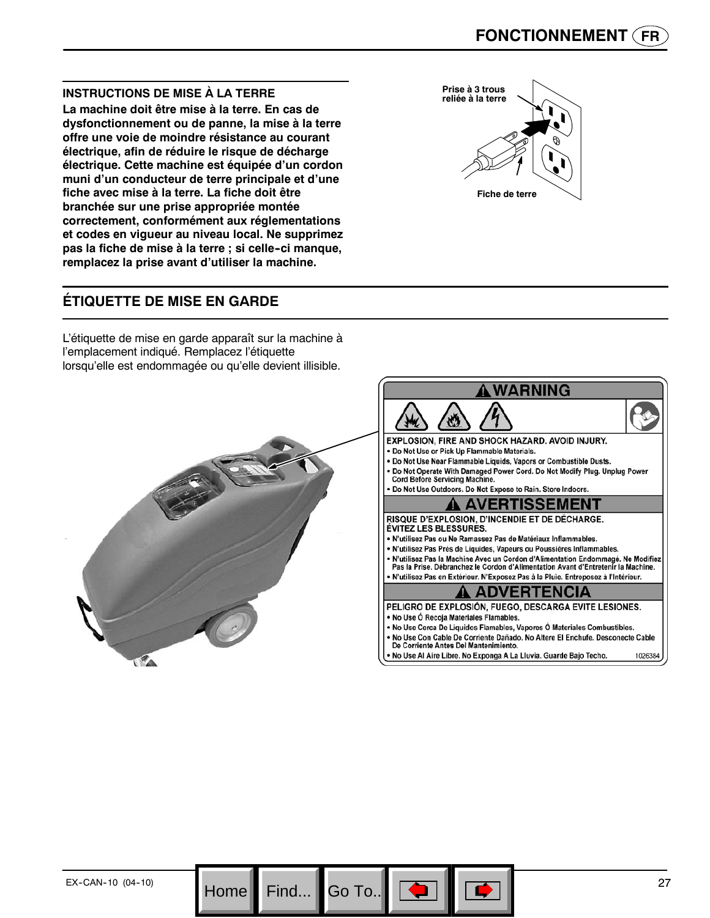## INSTRUCTIONS DE MISE À LA TERRE

**La machine doit être mise à la terre. En cas de dysfonctionnement ou de panne, la mise à la terre offre une voie de moindre résistance au courant électrique, afin de réduire le risque de décharge électrique. Cette machine est équipée d'un cordon muni d'un conducteur de terre principale et d'une fiche avec mise à la terre. La fiche doit être branchée sur une prise appropriée montée correctement, conformément aux réglementations et codes en vigueur au niveau local. Ne supprimez pas la fiche de mise à la terre ; si celle-ci manque, remplacez la prise avant d'utiliser la machine.**

Prise à 3 trous reliée à la terre

Fiche de terre

## ÉTIQUETTE DE MISE EN GARDE

L'étiquette de mise en garde apparaît sur la machine à l'emplacement indiqué. Remplacez l'étiquette lorsqu'elle est endommagée ou qu'elle devient illisible.

**⚠ WARNING**

**EXPLOSION, FIRE AND SHOCK HAZARD. AVOID INJURY.**
- Do Not Use or Pick Up Flammable Materials.
- Do Not Use Near Flammable Liquids, Vapors or Combustible Dusts.
- Do Not Operate With Damaged Power Cord. Do Not Modify Plug. Unplug Power Cord Before Servicing Machine.
- Do Not Use Outdoors. Do Not Expose to Rain. Store Indoors.

**⚠ AVERTISSEMENT**

**RISQUE D'EXPLOSION, D'INCENDIE ET DE DÉCHARGE. ÉVITEZ LES BLESSURES.**
- N'utilisez Pas ou Ne Ramassez Pas de Matériaux Inflammables.
- N'utilisez Pas Près de Liquides, Vapeurs ou Poussières Inflammables.
- N'utilisez Pas la Machine Avec un Cordon d'Alimentation Endommagé. Ne Modifiez Pas la Prise. Débranchez le Cordon d'Alimentation Avant d'Entretenir la Machine.
- N'utilisez Pas en Extérieur. N'Exposez Pas à la Pluie. Entreposez à l'Intérieur.

**⚠ ADVERTENCIA**

**PELIGRO DE EXPLOSIÓN, FUEGO, DESCARGA EVITE LESIONES.**
- No Use Ó Recoja Materiales Flamables.
- No Use Cerca De Liquidos Flamables, Vapores Ó Materiales Combustibles.
- No Use Con Cable De Corriente Dañado. No Altere El Enchufe. Desconecte Cable De Corriente Antes Del Mantenimiento.
- No Use Al Aire Libre. No Exponga A La Lluvia. Guarde Bajo Techo.

1026384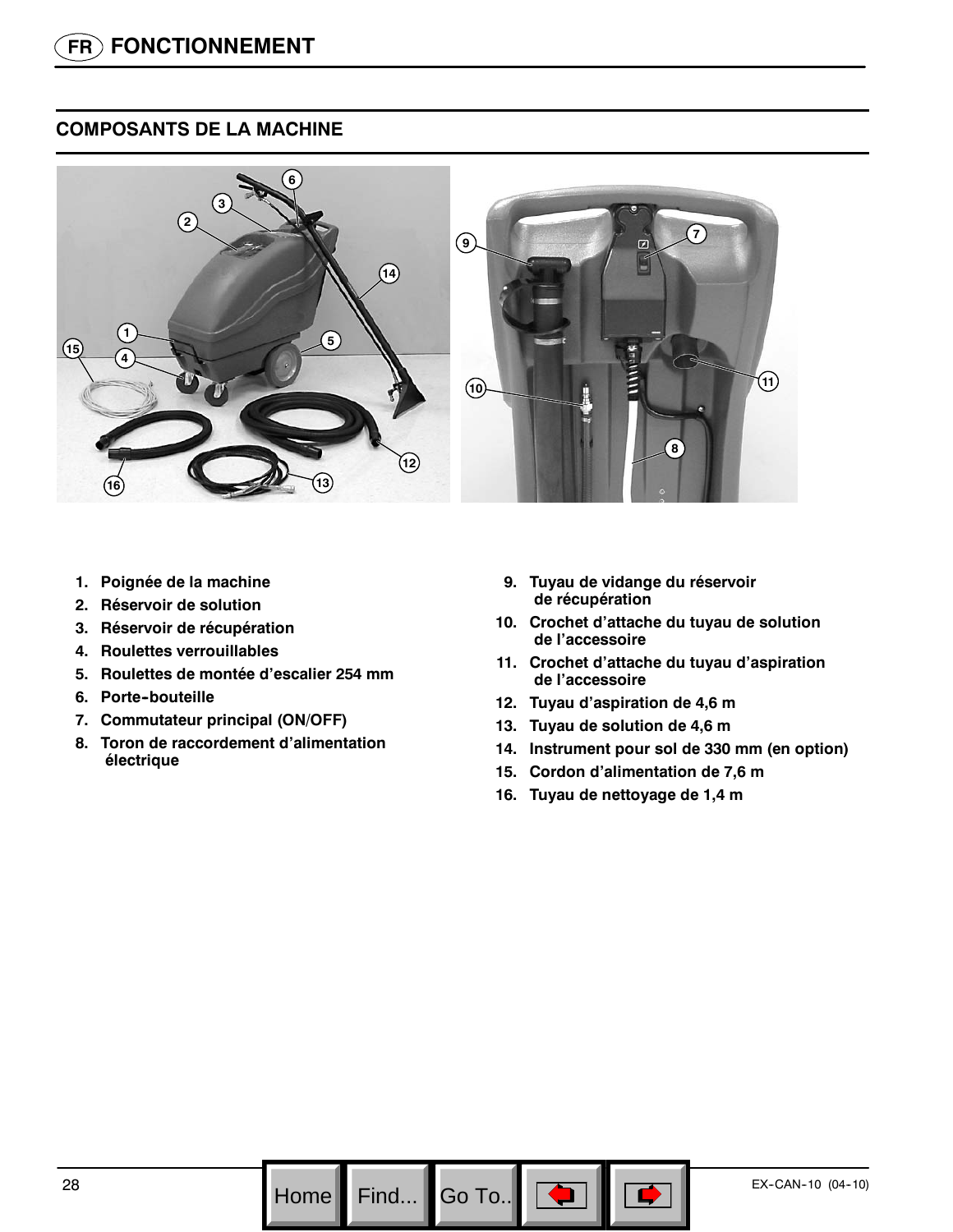## COMPOSANTS DE LA MACHINE

1. Poignée de la machine
2. Réservoir de solution
3. Réservoir de récupération
4. Roulettes verrouillables
5. Roulettes de montée d'escalier 254 mm
6. Porte-bouteille
7. Commutateur principal (ON/OFF)
8. Toron de raccordement d'alimentation électrique
9. Tuyau de vidange du réservoir de récupération
10. Crochet d'attache du tuyau de solution de l'accessoire
11. Crochet d'attache du tuyau d'aspiration de l'accessoire
12. Tuyau d'aspiration de 4,6 m
13. Tuyau de solution de 4,6 m
14. Instrument pour sol de 330 mm (en option)
15. Cordon d'alimentation de 7,6 m
16. Tuyau de nettoyage de 1,4 m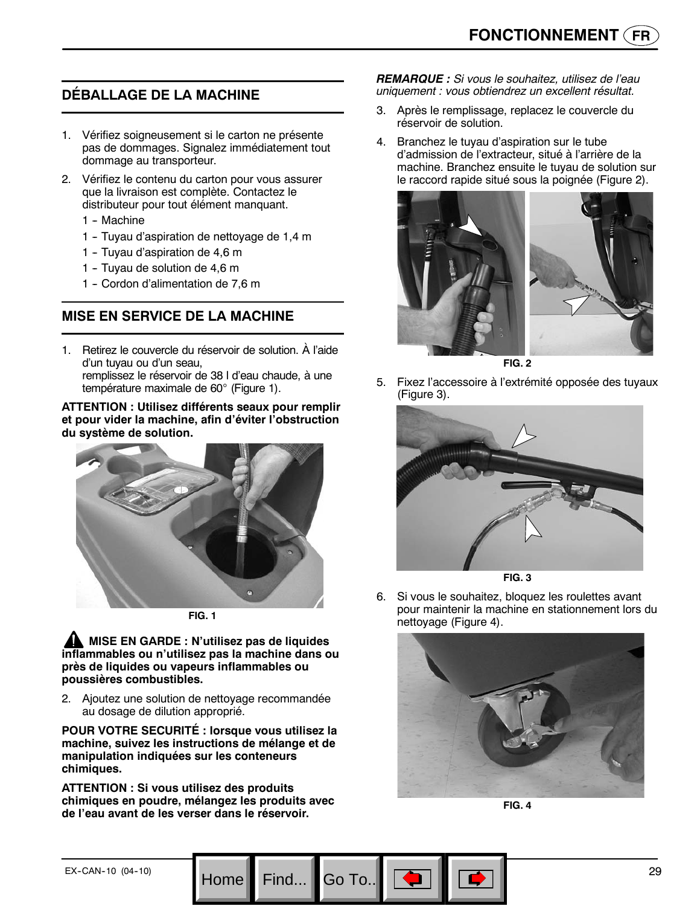## DÉBALLAGE DE LA MACHINE

1. Vérifiez soigneusement si le carton ne présente pas de dommages. Signalez immédiatement tout dommage au transporteur.
2. Vérifiez le contenu du carton pour vous assurer que la livraison est complète. Contactez le distributeur pour tout élément manquant.
   - 1 – Machine
   - 1 – Tuyau d'aspiration de nettoyage de 1,4 m
   - 1 – Tuyau d'aspiration de 4,6 m
   - 1 – Tuyau de solution de 4,6 m
   - 1 – Cordon d'alimentation de 7,6 m

## MISE EN SERVICE DE LA MACHINE

1. Retirez le couvercle du réservoir de solution. À l'aide d'un tuyau ou d'un seau, remplissez le réservoir de 38 l d'eau chaude, à une température maximale de 60° (Figure 1).

**ATTENTION : Utilisez différents seaux pour remplir et pour vider la machine, afin d'éviter l'obstruction du système de solution.**

FIG. 1

**MISE EN GARDE : N'utilisez pas de liquides inflammables ou n'utilisez pas la machine dans ou près de liquides ou vapeurs inflammables ou poussières combustibles.**

2. Ajoutez une solution de nettoyage recommandée au dosage de dilution approprié.

**POUR VOTRE SECURITÉ : lorsque vous utilisez la machine, suivez les instructions de mélange et de manipulation indiquées sur les conteneurs chimiques.**

**ATTENTION : Si vous utilisez des produits chimiques en poudre, mélangez les produits avec de l'eau avant de les verser dans le réservoir.**

***REMARQUE :*** *Si vous le souhaitez, utilisez de l'eau uniquement : vous obtiendrez un excellent résultat.*

3. Après le remplissage, replacez le couvercle du réservoir de solution.
4. Branchez le tuyau d'aspiration sur le tube d'admission de l'extracteur, situé à l'arrière de la machine. Branchez ensuite le tuyau de solution sur le raccord rapide situé sous la poignée (Figure 2).

FIG. 2

5. Fixez l'accessoire à l'extrémité opposée des tuyaux (Figure 3).

FIG. 3

6. Si vous le souhaitez, bloquez les roulettes avant pour maintenir la machine en stationnement lors du nettoyage (Figure 4).

FIG. 4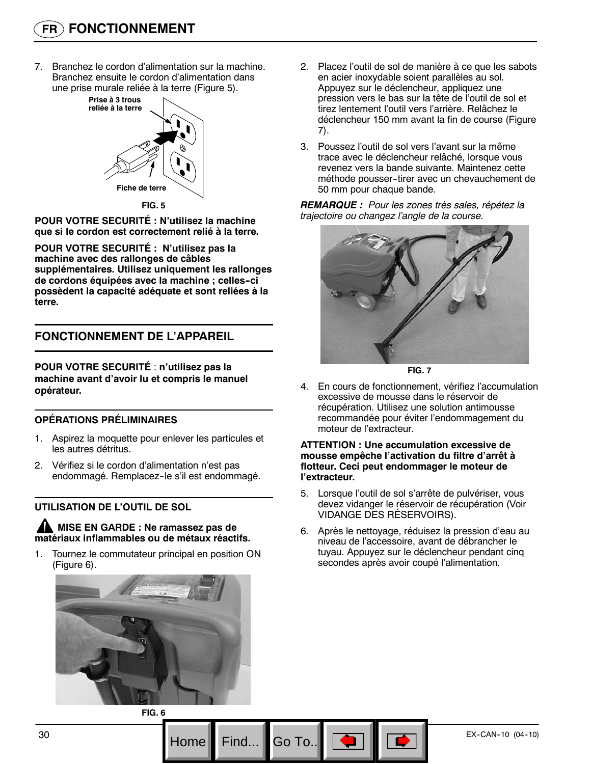7. Branchez le cordon d'alimentation sur la machine. Branchez ensuite le cordon d'alimentation dans une prise murale reliée à la terre (Figure 5).

Prise à 3 trous reliée à la terre

Fiche de terre

FIG. 5

**POUR VOTRE SECURITÉ : N'utilisez la machine que si le cordon est correctement relié à la terre.**

**POUR VOTRE SECURITÉ : N'utilisez pas la machine avec des rallonges de câbles supplémentaires. Utilisez uniquement les rallonges de cordons équipées avec la machine ; celles-ci possèdent la capacité adéquate et sont reliées à la terre.**

## FONCTIONNEMENT DE L'APPAREIL

**POUR VOTRE SECURITÉ** : **n'utilisez pas la machine avant d'avoir lu et compris le manuel opérateur.**

### OPÉRATIONS PRÉLIMINAIRES

1. Aspirez la moquette pour enlever les particules et les autres détritus.
2. Vérifiez si le cordon d'alimentation n'est pas endommagé. Remplacez-le s'il est endommagé.

### UTILISATION DE L'OUTIL DE SOL

**MISE EN GARDE : Ne ramassez pas de matériaux inflammables ou de métaux réactifs.**

1. Tournez le commutateur principal en position ON (Figure 6).

FIG. 6

2. Placez l'outil de sol de manière à ce que les sabots en acier inoxydable soient parallèles au sol. Appuyez sur le déclencheur, appliquez une pression vers le bas sur la tête de l'outil de sol et tirez lentement l'outil vers l'arrière. Relâchez le déclencheur 150 mm avant la fin de course (Figure 7).
3. Poussez l'outil de sol vers l'avant sur la même trace avec le déclencheur relâché, lorsque vous revenez vers la bande suivante. Maintenez cette méthode pousser-tirer avec un chevauchement de 50 mm pour chaque bande.

***REMARQUE :*** *Pour les zones très sales, répétez la trajectoire ou changez l'angle de la course.*

FIG. 7

4. En cours de fonctionnement, vérifiez l'accumulation excessive de mousse dans le réservoir de récupération. Utilisez une solution antimousse recommandée pour éviter l'endommagement du moteur de l'extracteur.

**ATTENTION : Une accumulation excessive de mousse empêche l'activation du filtre d'arrêt à flotteur. Ceci peut endommager le moteur de l'extracteur.**

5. Lorsque l'outil de sol s'arrête de pulvériser, vous devez vidanger le réservoir de récupération (Voir VIDANGE DES RÉSERVOIRS).
6. Après le nettoyage, réduisez la pression d'eau au niveau de l'accessoire, avant de débrancher le tuyau. Appuyez sur le déclencheur pendant cinq secondes après avoir coupé l'alimentation.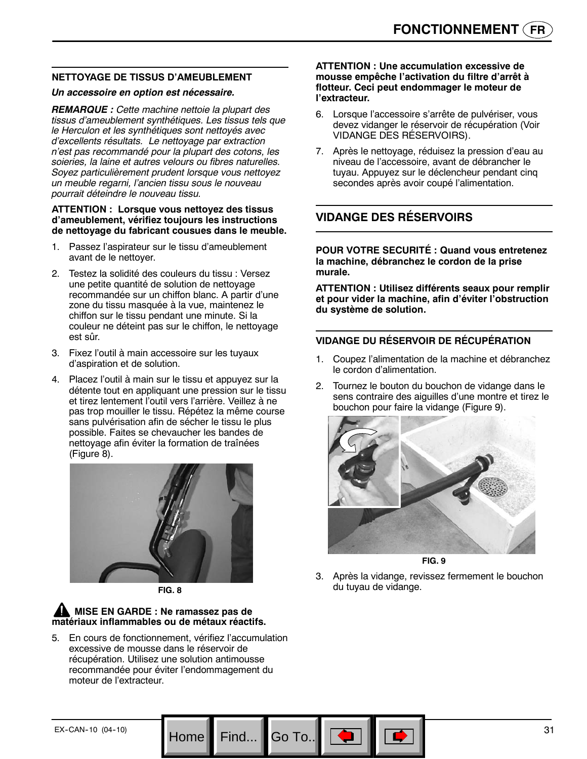### NETTOYAGE DE TISSUS D'AMEUBLEMENT

***Un accessoire en option est nécessaire.***

***REMARQUE :*** *Cette machine nettoie la plupart des tissus d'ameublement synthétiques. Les tissus tels que le Herculon et les synthétiques sont nettoyés avec d'excellents résultats. Le nettoyage par extraction n'est pas recommandé pour la plupart des cotons, les soieries, la laine et autres velours ou fibres naturelles. Soyez particulièrement prudent lorsque vous nettoyez un meuble regarni, l'ancien tissu sous le nouveau pourrait déteindre le nouveau tissu.*

**ATTENTION : Lorsque vous nettoyez des tissus d'ameublement, vérifiez toujours les instructions de nettoyage du fabricant cousues dans le meuble.**

1. Passez l'aspirateur sur le tissu d'ameublement avant de le nettoyer.
2. Testez la solidité des couleurs du tissu : Versez une petite quantité de solution de nettoyage recommandée sur un chiffon blanc. A partir d'une zone du tissu masquée à la vue, maintenez le chiffon sur le tissu pendant une minute. Si la couleur ne déteint pas sur le chiffon, le nettoyage est sûr.
3. Fixez l'outil à main accessoire sur les tuyaux d'aspiration et de solution.
4. Placez l'outil à main sur le tissu et appuyez sur la détente tout en appliquant une pression sur le tissu et tirez lentement l'outil vers l'arrière. Veillez à ne pas trop mouiller le tissu. Répétez la même course sans pulvérisation afin de sécher le tissu le plus possible. Faites se chevaucher les bandes de nettoyage afin éviter la formation de traînées (Figure 8).

FIG. 8

**MISE EN GARDE : Ne ramassez pas de matériaux inflammables ou de métaux réactifs.**

5. En cours de fonctionnement, vérifiez l'accumulation excessive de mousse dans le réservoir de récupération. Utilisez une solution antimousse recommandée pour éviter l'endommagement du moteur de l'extracteur.

**ATTENTION : Une accumulation excessive de mousse empêche l'activation du filtre d'arrêt à flotteur. Ceci peut endommager le moteur de l'extracteur.**

6. Lorsque l'accessoire s'arrête de pulvériser, vous devez vidanger le réservoir de récupération (Voir VIDANGE DES RÉSERVOIRS).
7. Après le nettoyage, réduisez la pression d'eau au niveau de l'accessoire, avant de débrancher le tuyau. Appuyez sur le déclencheur pendant cinq secondes après avoir coupé l'alimentation.

## VIDANGE DES RÉSERVOIRS

**POUR VOTRE SECURITÉ : Quand vous entretenez la machine, débranchez le cordon de la prise murale.**

**ATTENTION : Utilisez différents seaux pour remplir et pour vider la machine, afin d'éviter l'obstruction du système de solution.**

### VIDANGE DU RÉSERVOIR DE RÉCUPÉRATION

1. Coupez l'alimentation de la machine et débranchez le cordon d'alimentation.
2. Tournez le bouton du bouchon de vidange dans le sens contraire des aiguilles d'une montre et tirez le bouchon pour faire la vidange (Figure 9).

FIG. 9

3. Après la vidange, revissez fermement le bouchon du tuyau de vidange.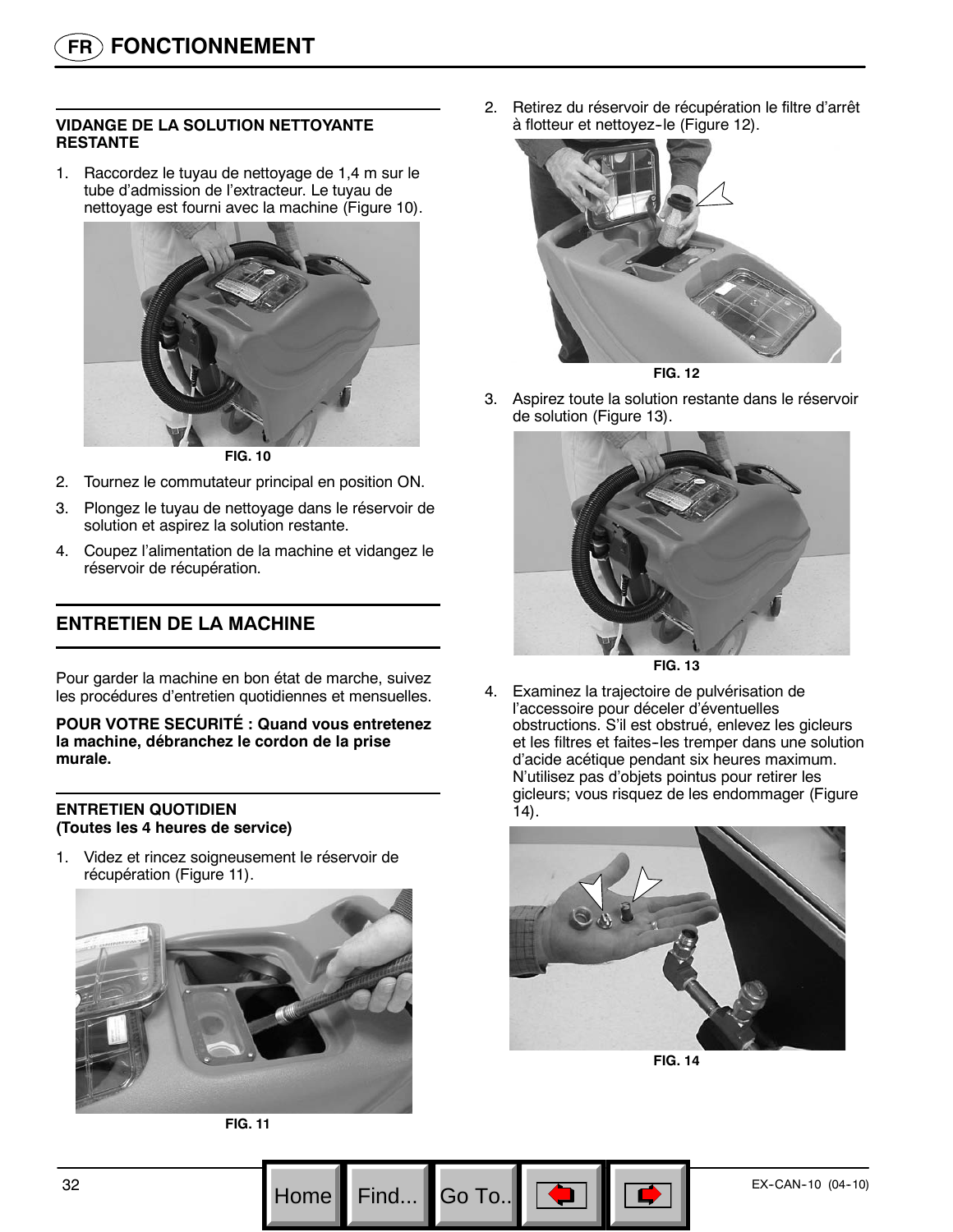## VIDANGE DE LA SOLUTION NETTOYANTE RESTANTE

1. Raccordez le tuyau de nettoyage de 1,4 m sur le tube d'admission de l'extracteur. Le tuyau de nettoyage est fourni avec la machine (Figure 10).

FIG. 10

2. Tournez le commutateur principal en position ON.
3. Plongez le tuyau de nettoyage dans le réservoir de solution et aspirez la solution restante.
4. Coupez l'alimentation de la machine et vidangez le réservoir de récupération.

## ENTRETIEN DE LA MACHINE

Pour garder la machine en bon état de marche, suivez les procédures d'entretien quotidiennes et mensuelles.

**POUR VOTRE SECURITÉ : Quand vous entretenez la machine, débranchez le cordon de la prise murale.**

### ENTRETIEN QUOTIDIEN (Toutes les 4 heures de service)

1. Videz et rincez soigneusement le réservoir de récupération (Figure 11).

FIG. 11

2. Retirez du réservoir de récupération le filtre d'arrêt à flotteur et nettoyez-le (Figure 12).

FIG. 12

3. Aspirez toute la solution restante dans le réservoir de solution (Figure 13).

FIG. 13

4. Examinez la trajectoire de pulvérisation de l'accessoire pour déceler d'éventuelles obstructions. S'il est obstrué, enlevez les gicleurs et les filtres et faites-les tremper dans une solution d'acide acétique pendant six heures maximum. N'utilisez pas d'objets pointus pour retirer les gicleurs; vous risquez de les endommager (Figure 14).

FIG. 14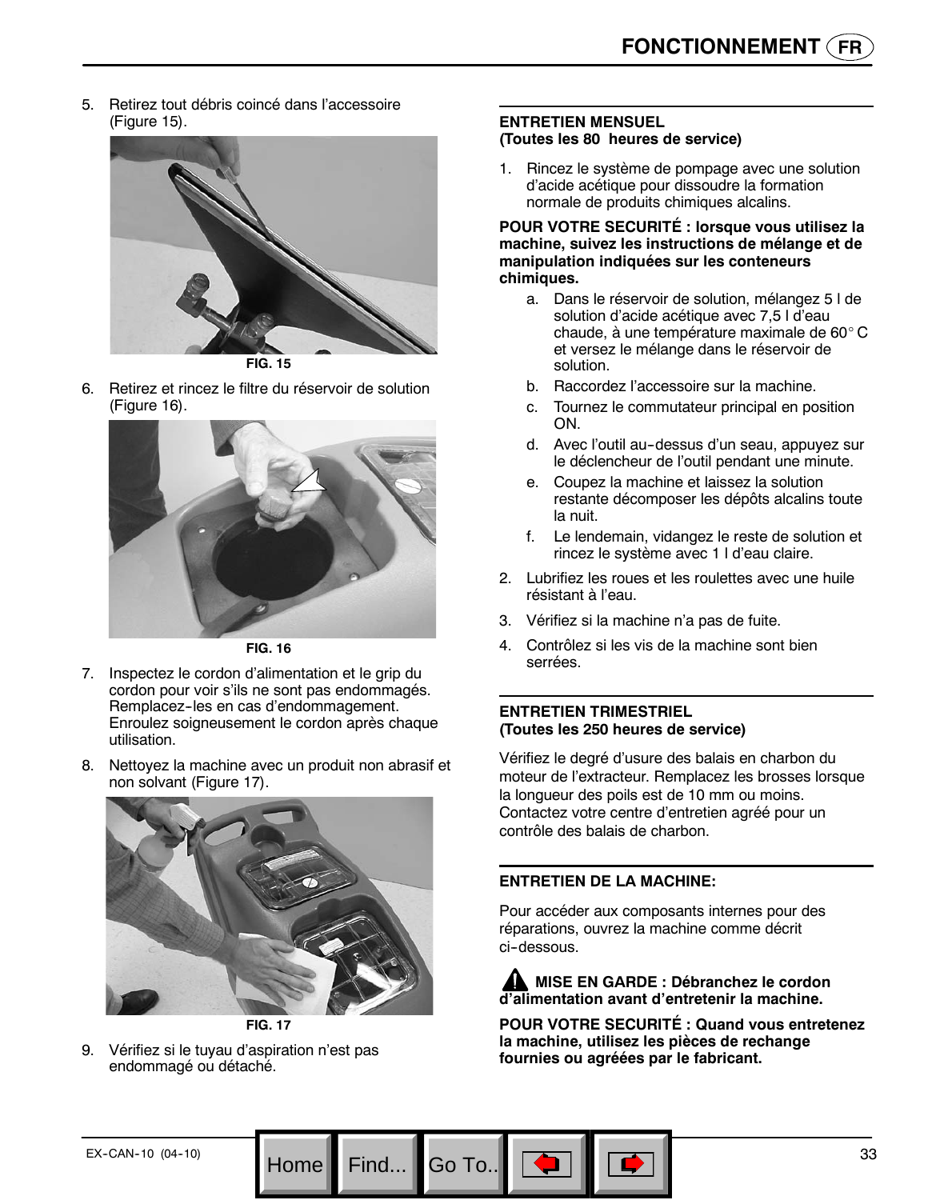5. Retirez tout débris coincé dans l'accessoire (Figure 15).

FIG. 15

6. Retirez et rincez le filtre du réservoir de solution (Figure 16).

FIG. 16

7. Inspectez le cordon d'alimentation et le grip du cordon pour voir s'ils ne sont pas endommagés. Remplacez-les en cas d'endommagement. Enroulez soigneusement le cordon après chaque utilisation.
8. Nettoyez la machine avec un produit non abrasif et non solvant (Figure 17).

FIG. 17

9. Vérifiez si le tuyau d'aspiration n'est pas endommagé ou détaché.

### ENTRETIEN MENSUEL (Toutes les 80 heures de service)

1. Rincez le système de pompage avec une solution d'acide acétique pour dissoudre la formation normale de produits chimiques alcalins.

**POUR VOTRE SECURITÉ : lorsque vous utilisez la machine, suivez les instructions de mélange et de manipulation indiquées sur les conteneurs chimiques.**

   a. Dans le réservoir de solution, mélangez 5 l de solution d'acide acétique avec 7,5 l d'eau chaude, à une température maximale de 60° C et versez le mélange dans le réservoir de solution.
   b. Raccordez l'accessoire sur la machine.
   c. Tournez le commutateur principal en position ON.
   d. Avec l'outil au-dessus d'un seau, appuyez sur le déclencheur de l'outil pendant une minute.
   e. Coupez la machine et laissez la solution restante décomposer les dépôts alcalins toute la nuit.
   f. Le lendemain, vidangez le reste de solution et rincez le système avec 1 l d'eau claire.

2. Lubrifiez les roues et les roulettes avec une huile résistant à l'eau.
3. Vérifiez si la machine n'a pas de fuite.
4. Contrôlez si les vis de la machine sont bien serrées.

### ENTRETIEN TRIMESTRIEL (Toutes les 250 heures de service)

Vérifiez le degré d'usure des balais en charbon du moteur de l'extracteur. Remplacez les brosses lorsque la longueur des poils est de 10 mm ou moins. Contactez votre centre d'entretien agréé pour un contrôle des balais de charbon.

### ENTRETIEN DE LA MACHINE:

Pour accéder aux composants internes pour des réparations, ouvrez la machine comme décrit ci-dessous.

**⚠ MISE EN GARDE : Débranchez le cordon d'alimentation avant d'entretenir la machine.**

**POUR VOTRE SECURITÉ : Quand vous entretenez la machine, utilisez les pièces de rechange fournies ou agréées par le fabricant.**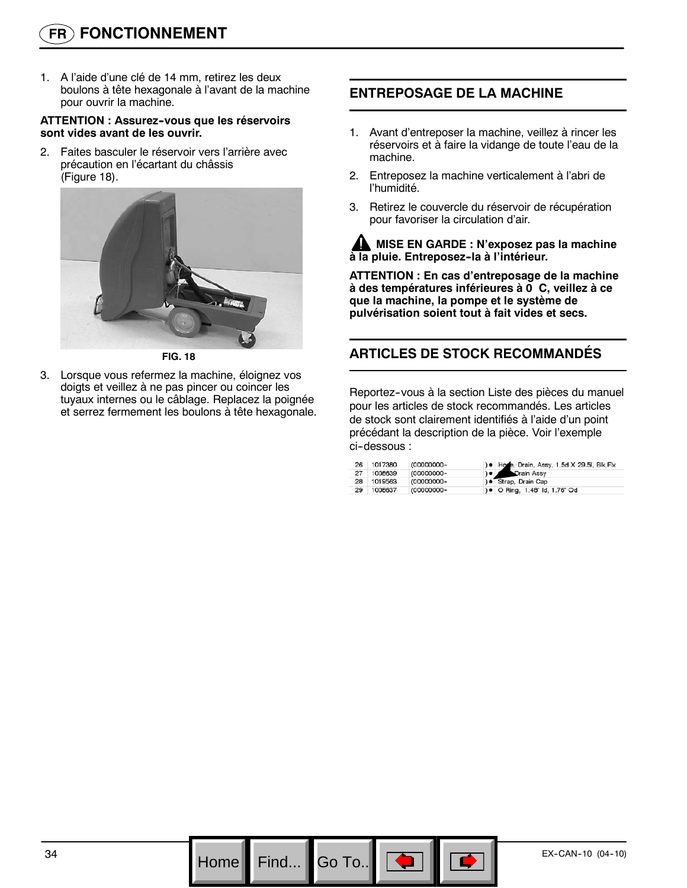## FONCTIONNEMENT

1. A l'aide d'une clé de 14 mm, retirez les deux boulons à tête hexagonale à l'avant de la machine pour ouvrir la machine.

**ATTENTION : Assurez-vous que les réservoirs sont vides avant de les ouvrir.**

2. Faites basculer le réservoir vers l'arrière avec précaution en l'écartant du châssis (Figure 18).

**FIG. 18**

3. Lorsque vous refermez la machine, éloignez vos doigts et veillez à ne pas pincer ou coincer les tuyaux internes ou le câblage. Replacez la poignée et serrez fermement les boulons à tête hexagonale.

## ENTREPOSAGE DE LA MACHINE

1. Avant d'entreposer la machine, veillez à rincer les réservoirs et à faire la vidange de toute l'eau de la machine.
2. Entreposez la machine verticalement à l'abri de l'humidité.
3. Retirez le couvercle du réservoir de récupération pour favoriser la circulation d'air.

**⚠ MISE EN GARDE : N'exposez pas la machine à la pluie. Entreposez-la à l'intérieur.**

**ATTENTION : En cas d'entreposage de la machine à des températures inférieures à 0 C, veillez à ce que la machine, la pompe et le système de pulvérisation soient tout à fait vides et secs.**

## ARTICLES DE STOCK RECOMMANDÉS

Reportez-vous à la section Liste des pièces du manuel pour les articles de stock recommandés. Les articles de stock sont clairement identifiés à l'aide d'un point précédant la description de la pièce. Voir l'exemple ci-dessous :

| | | | | |
|---|---|---|---|---|
| 26 | 1017380 | (00000000- | ) ● | Hose, Drain, Assy, 1.5d X 29.5l, Blk,Flx |
| 27 | 1008639 | (00000000- | ) ● | Drain Assy |
| 28 | 1019563 | (00000000- | ) ● | Strap, Drain Cap |
| 29 | 1008637 | (00000000- | ) ● | O Ring, 1.48" Id, 1.76" Od |

EX-CAN-10 (04-10)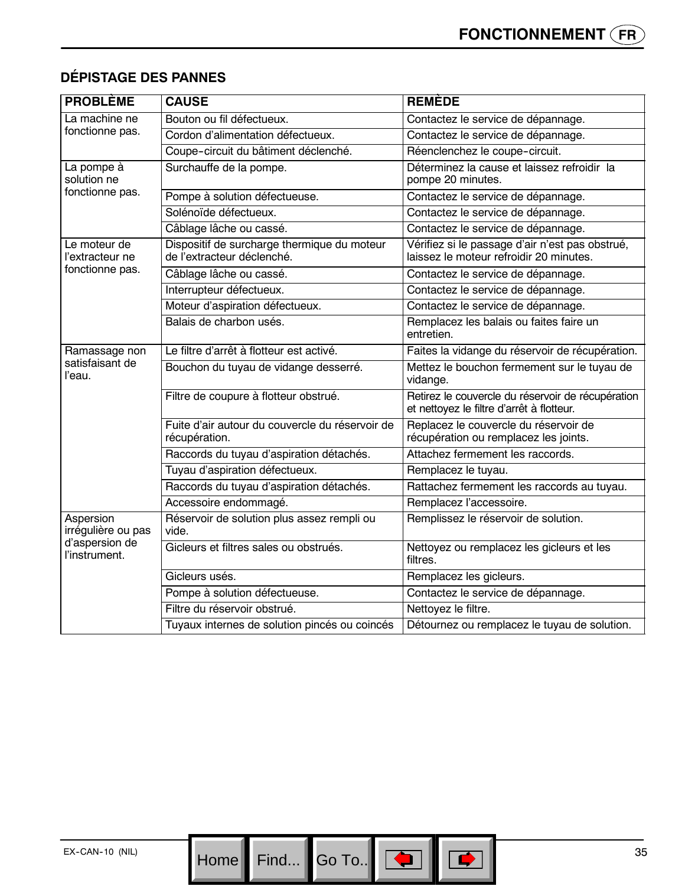## DÉPISTAGE DES PANNES

| PROBLÈME | CAUSE | REMÈDE |
|---|---|---|
| La machine ne fonctionne pas. | Bouton ou fil défectueux. | Contactez le service de dépannage. |
| | Cordon d'alimentation défectueux. | Contactez le service de dépannage. |
| | Coupe-circuit du bâtiment déclenché. | Réenclenchez le coupe-circuit. |
| La pompe à solution ne fonctionne pas. | Surchauffe de la pompe. | Déterminez la cause et laissez refroidir la pompe 20 minutes. |
| | Pompe à solution défectueuse. | Contactez le service de dépannage. |
| | Solénoïde défectueux. | Contactez le service de dépannage. |
| | Câblage lâche ou cassé. | Contactez le service de dépannage. |
| Le moteur de l'extracteur ne fonctionne pas. | Dispositif de surcharge thermique du moteur de l'extracteur déclenché. | Vérifiez si le passage d'air n'est pas obstrué, laissez le moteur refroidir 20 minutes. |
| | Câblage lâche ou cassé. | Contactez le service de dépannage. |
| | Interrupteur défectueux. | Contactez le service de dépannage. |
| | Moteur d'aspiration défectueux. | Contactez le service de dépannage. |
| | Balais de charbon usés. | Remplacez les balais ou faites faire un entretien. |
| Ramassage non satisfaisant de l'eau. | Le filtre d'arrêt à flotteur est activé. | Faites la vidange du réservoir de récupération. |
| | Bouchon du tuyau de vidange desserré. | Mettez le bouchon fermement sur le tuyau de vidange. |
| | Filtre de coupure à flotteur obstrué. | Retirez le couvercle du réservoir de récupération et nettoyez le filtre d'arrêt à flotteur. |
| | Fuite d'air autour du couvercle du réservoir de récupération. | Replacez le couvercle du réservoir de récupération ou remplacez les joints. |
| | Raccords du tuyau d'aspiration détachés. | Attachez fermement les raccords. |
| | Tuyau d'aspiration défectueux. | Remplacez le tuyau. |
| | Raccords du tuyau d'aspiration détachés. | Rattachez fermement les raccords au tuyau. |
| | Accessoire endommagé. | Remplacez l'accessoire. |
| Aspersion irrégulière ou pas d'aspersion de l'instrument. | Réservoir de solution plus assez rempli ou vide. | Remplissez le réservoir de solution. |
| | Gicleurs et filtres sales ou obstrués. | Nettoyez ou remplacez les gicleurs et les filtres. |
| | Gicleurs usés. | Remplacez les gicleurs. |
| | Pompe à solution défectueuse. | Contactez le service de dépannage. |
| | Filtre du réservoir obstrué. | Nettoyez le filtre. |
| | Tuyaux internes de solution pincés ou coincés | Détournez ou remplacez le tuyau de solution. |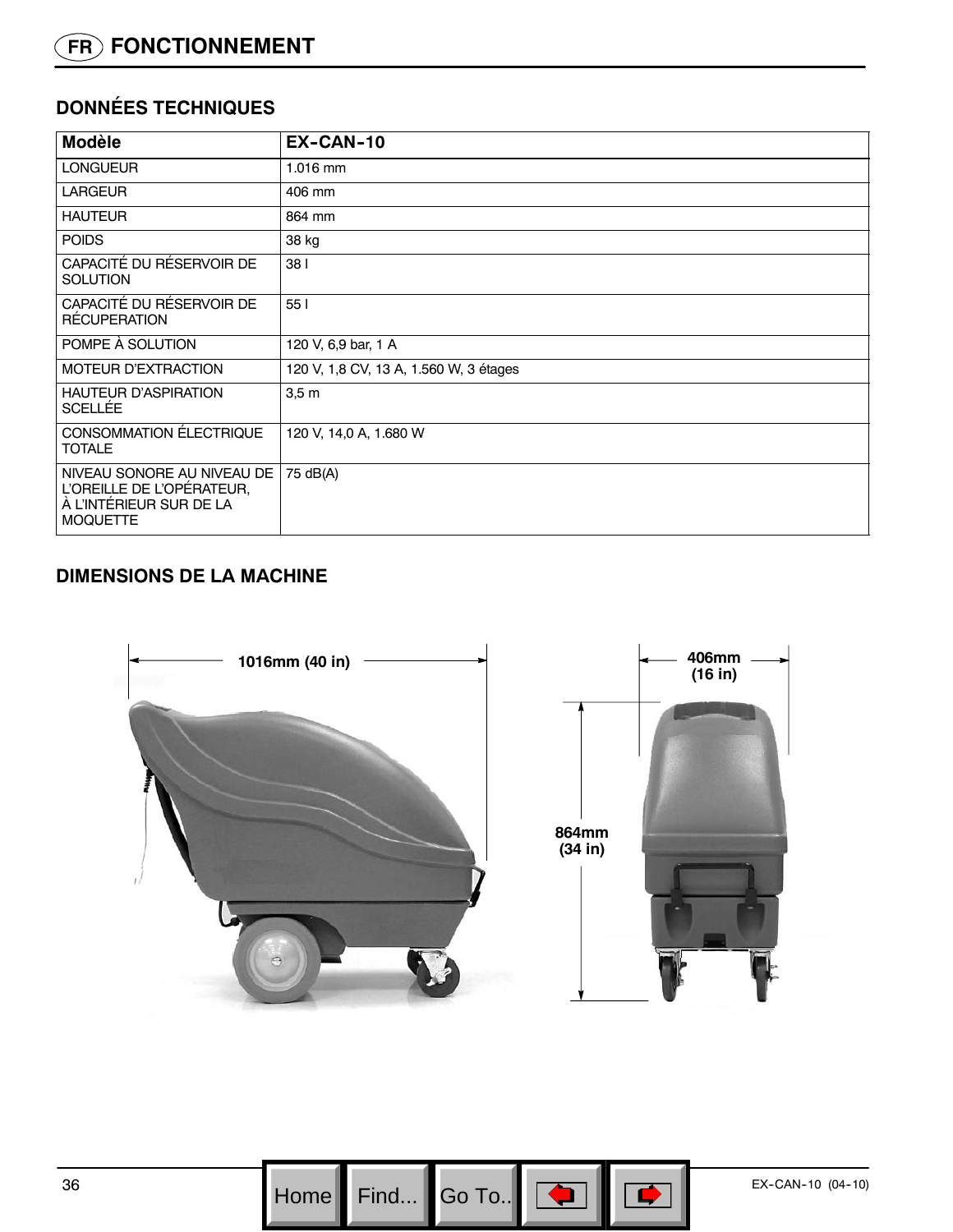# FR FONCTIONNEMENT

## DONNÉES TECHNIQUES

| Modèle | EX-CAN-10 |
|---|---|
| LONGUEUR | 1.016 mm |
| LARGEUR | 406 mm |
| HAUTEUR | 864 mm |
| POIDS | 38 kg |
| CAPACITÉ DU RÉSERVOIR DE SOLUTION | 38 l |
| CAPACITÉ DU RÉSERVOIR DE RÉCUPERATION | 55 l |
| POMPE À SOLUTION | 120 V, 6,9 bar, 1 A |
| MOTEUR D'EXTRACTION | 120 V, 1,8 CV, 13 A, 1.560 W, 3 étages |
| HAUTEUR D'ASPIRATION SCELLÉE | 3,5 m |
| CONSOMMATION ÉLECTRIQUE TOTALE | 120 V, 14,0 A, 1.680 W |
| NIVEAU SONORE AU NIVEAU DE L'OREILLE DE L'OPÉRATEUR, À L'INTÉRIEUR SUR DE LA MOQUETTE | 75 dB(A) |

## DIMENSIONS DE LA MACHINE

1016mm (40 in)

406mm (16 in)

864mm (34 in)